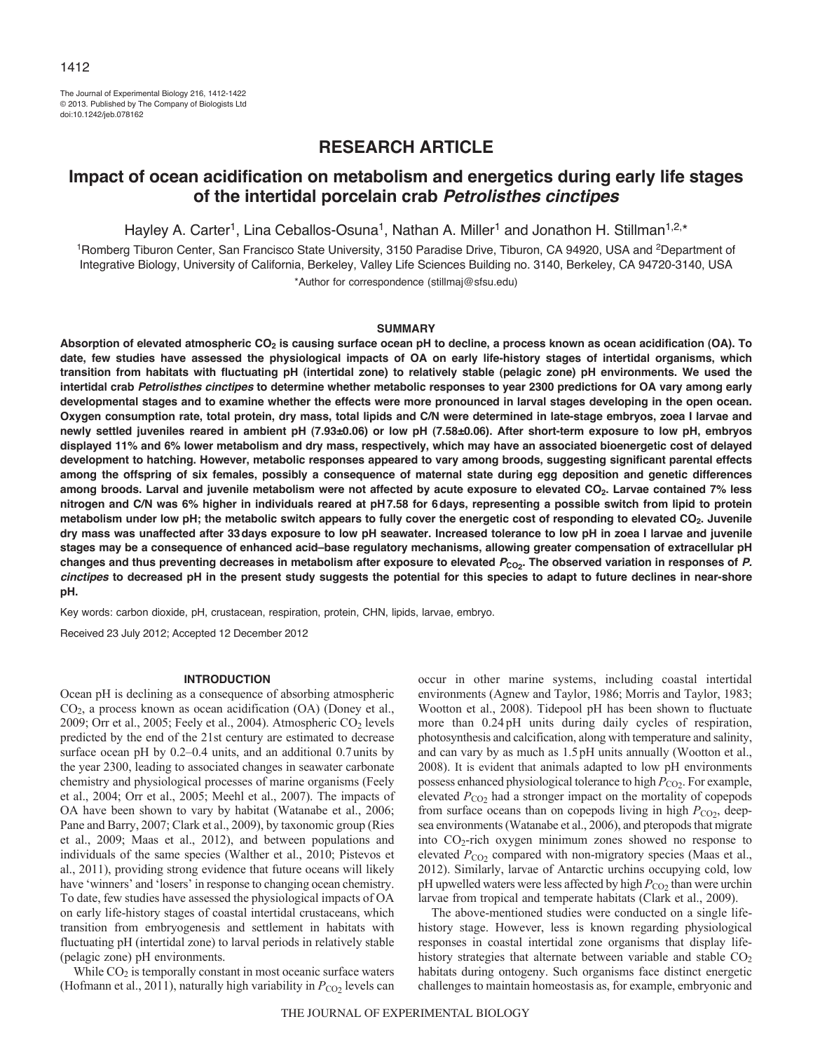# RESEARCH ARTICLE

# Impact of ocean acidification on metabolism and energetics during early life stages of the intertidal porcelain crab *Petrolisthes cinctipes*

Hayley A. Carter[1], Lina Ceballos-Osuna[1], Nathan A. Miller[1] and Jonathon H. Stillman[1,2,*]

[1]Romberg Tiburon Center, San Francisco State University, 3150 Paradise Drive, Tiburon, CA 94920, USA and [2]Department of Integrative Biology, University of California, Berkeley, Valley Life Sciences Building no. 3140, Berkeley, CA 94720-3140, USA

*Author for correspondence (stillmaj@sfsu.edu)

## SUMMARY

**Absorption of elevated atmospheric $CO_2$ is causing surface ocean pH to decline, a process known as ocean acidification (OA). To date, few studies have assessed the physiological impacts of OA on early life-history stages of intertidal organisms, which transition from habitats with fluctuating pH (intertidal zone) to relatively stable (pelagic zone) pH environments. We used the intertidal crab *Petrolisthes cinctipes* to determine whether metabolic responses to year 2300 predictions for OA vary among early developmental stages and to examine whether the effects were more pronounced in larval stages developing in the open ocean. Oxygen consumption rate, total protein, dry mass, total lipids and C/N were determined in late-stage embryos, zoea I larvae and newly settled juveniles reared in ambient pH (7.93±0.06) or low pH (7.58±0.06). After short-term exposure to low pH, embryos displayed 11% and 6% lower metabolism and dry mass, respectively, which may have an associated bioenergetic cost of delayed development to hatching. However, metabolic responses appeared to vary among broods, suggesting significant parental effects among the offspring of six females, possibly a consequence of maternal state during egg deposition and genetic differences among broods. Larval and juvenile metabolism were not affected by acute exposure to elevated $CO_2$. Larvae contained 7% less nitrogen and C/N was 6% higher in individuals reared at pH 7.58 for 6 days, representing a possible switch from lipid to protein metabolism under low pH; the metabolic switch appears to fully cover the energetic cost of responding to elevated $CO_2$. Juvenile dry mass was unaffected after 33 days exposure to low pH seawater. Increased tolerance to low pH in zoea I larvae and juvenile stages may be a consequence of enhanced acid–base regulatory mechanisms, allowing greater compensation of extracellular pH changes and thus preventing decreases in metabolism after exposure to elevated $P_{CO_2}$. The observed variation in responses of *P. cinctipes* to decreased pH in the present study suggests the potential for this species to adapt to future declines in near-shore pH.**

Key words: carbon dioxide, pH, crustacean, respiration, protein, CHN, lipids, larvae, embryo.

Received 23 July 2012; Accepted 12 December 2012

## INTRODUCTION

Ocean pH is declining as a consequence of absorbing atmospheric $CO_2$, a process known as ocean acidification (OA) (Doney et al., 2009; Orr et al., 2005; Feely et al., 2004). Atmospheric $CO_2$ levels predicted by the end of the 21st century are estimated to decrease surface ocean pH by 0.2–0.4 units, and an additional 0.7 units by the year 2300, leading to associated changes in seawater carbonate chemistry and physiological processes of marine organisms (Feely et al., 2004; Orr et al., 2005; Meehl et al., 2007). The impacts of OA have been shown to vary by habitat (Watanabe et al., 2006; Pane and Barry, 2007; Clark et al., 2009), by taxonomic group (Ries et al., 2009; Maas et al., 2012), and between populations and individuals of the same species (Walther et al., 2010; Pistevos et al., 2011), providing strong evidence that future oceans will likely have 'winners' and 'losers' in response to changing ocean chemistry. To date, few studies have assessed the physiological impacts of OA on early life-history stages of coastal intertidal crustaceans, which transition from embryogenesis and settlement in habitats with fluctuating pH (intertidal zone) to larval periods in relatively stable (pelagic zone) pH environments.

While $CO_2$ is temporally constant in most oceanic surface waters (Hofmann et al., 2011), naturally high variability in $P_{CO_2}$ levels can occur in other marine systems, including coastal intertidal environments (Agnew and Taylor, 1986; Morris and Taylor, 1983; Wootton et al., 2008). Tidepool pH has been shown to fluctuate more than 0.24 pH units during daily cycles of respiration, photosynthesis and calcification, along with temperature and salinity, and can vary by as much as 1.5 pH units annually (Wootton et al., 2008). It is evident that animals adapted to low pH environments possess enhanced physiological tolerance to high $P_{CO_2}$. For example, elevated $P_{CO_2}$ had a stronger impact on the mortality of copepods from surface oceans than on copepods living in high $P_{CO_2}$, deep-sea environments (Watanabe et al., 2006), and pteropods that migrate into $CO_2$-rich oxygen minimum zones showed no response to elevated $P_{CO_2}$ compared with non-migratory species (Maas et al., 2012). Similarly, larvae of Antarctic urchins occupying cold, low pH upwelled waters were less affected by high $P_{CO_2}$ than were urchin larvae from tropical and temperate habitats (Clark et al., 2009).

The above-mentioned studies were conducted on a single life-history stage. However, less is known regarding physiological responses in coastal intertidal zone organisms that display life-history strategies that alternate between variable and stable $CO_2$ habitats during ontogeny. Such organisms face distinct energetic challenges to maintain homeostasis as, for example, embryonic and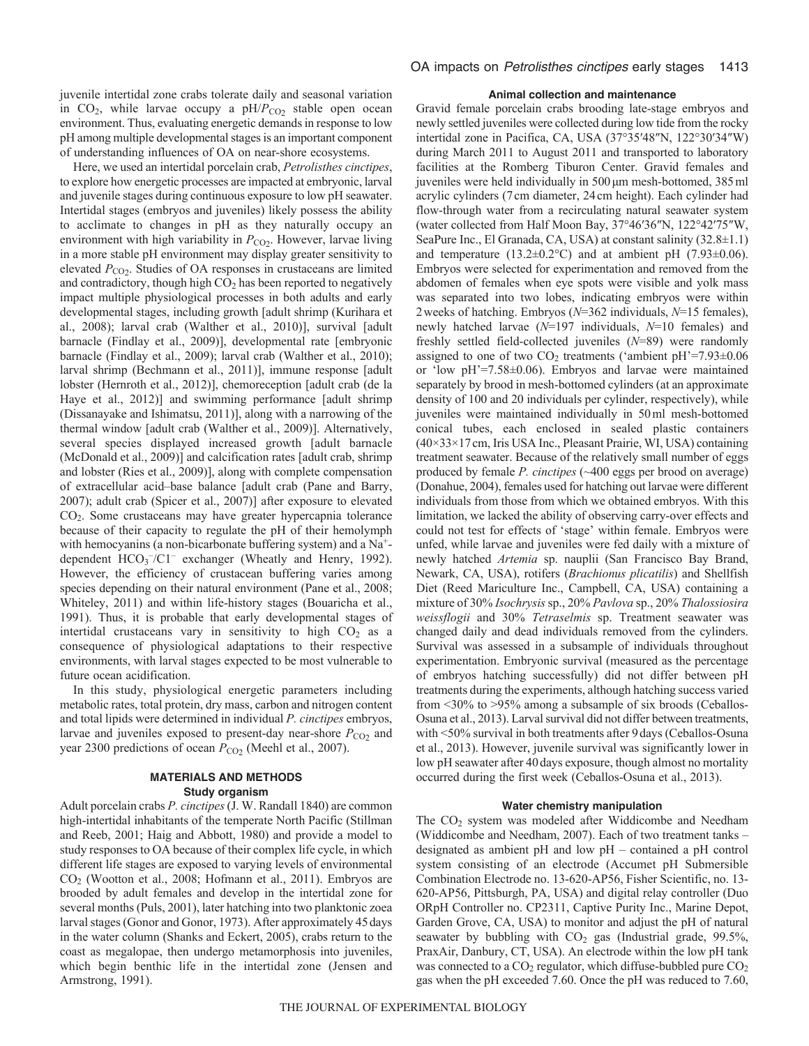juvenile intertidal zone crabs tolerate daily and seasonal variation in $CO_2$, while larvae occupy a $pH/P_{CO_2}$ stable open ocean environment. Thus, evaluating energetic demands in response to low pH among multiple developmental stages is an important component of understanding influences of OA on near-shore ecosystems.

Here, we used an intertidal porcelain crab, *Petrolisthes cinctipes*, to explore how energetic processes are impacted at embryonic, larval and juvenile stages during continuous exposure to low pH seawater. Intertidal stages (embryos and juveniles) likely possess the ability to acclimate to changes in pH as they naturally occupy an environment with high variability in $P_{CO_2}$. However, larvae living in a more stable pH environment may display greater sensitivity to elevated $P_{CO_2}$. Studies of OA responses in crustaceans are limited and contradictory, though high $CO_2$ has been reported to negatively impact multiple physiological processes in both adults and early developmental stages, including growth [adult shrimp (Kurihara et al., 2008); larval crab (Walther et al., 2010)], survival [adult barnacle (Findlay et al., 2009)], developmental rate [embryonic barnacle (Findlay et al., 2009); larval crab (Walther et al., 2010); larval shrimp (Bechmann et al., 2011)], immune response [adult lobster (Hernroth et al., 2012)], chemoreception [adult crab (de la Haye et al., 2012)] and swimming performance [adult shrimp (Dissanayake and Ishimatsu, 2011)], along with a narrowing of the thermal window [adult crab (Walther et al., 2009)]. Alternatively, several species displayed increased growth [adult barnacle (McDonald et al., 2009)] and calcification rates [adult crab, shrimp and lobster (Ries et al., 2009)], along with complete compensation of extracellular acid–base balance [adult crab (Pane and Barry, 2007); adult crab (Spicer et al., 2007)] after exposure to elevated $CO_2$. Some crustaceans may have greater hypercapnia tolerance because of their capacity to regulate the pH of their hemolymph with hemocyanins (a non-bicarbonate buffering system) and a $Na^+$-dependent $HCO_3^-/Cl^-$ exchanger (Wheatly and Henry, 1992). However, the efficiency of crustacean buffering varies among species depending on their natural environment (Pane et al., 2008; Whiteley, 2011) and within life-history stages (Bouaricha et al., 1991). Thus, it is probable that early developmental stages of intertidal crustaceans vary in sensitivity to high $CO_2$ as a consequence of physiological adaptations to their respective environments, with larval stages expected to be most vulnerable to future ocean acidification.

In this study, physiological energetic parameters including metabolic rates, total protein, dry mass, carbon and nitrogen content and total lipids were determined in individual *P. cinctipes* embryos, larvae and juveniles exposed to present-day near-shore $P_{CO_2}$ and year 2300 predictions of ocean $P_{CO_2}$ (Meehl et al., 2007).

## MATERIALS AND METHODS

### Study organism

Adult porcelain crabs *P. cinctipes* (J. W. Randall 1840) are common high-intertidal inhabitants of the temperate North Pacific (Stillman and Reeb, 2001; Haig and Abbott, 1980) and provide a model to study responses to OA because of their complex life cycle, in which different life stages are exposed to varying levels of environmental $CO_2$ (Wootton et al., 2008; Hofmann et al., 2011). Embryos are brooded by adult females and develop in the intertidal zone for several months (Puls, 2001), later hatching into two planktonic zoea larval stages (Gonor and Gonor, 1973). After approximately 45 days in the water column (Shanks and Eckert, 2005), crabs return to the coast as megalopae, then undergo metamorphosis into juveniles, which begin benthic life in the intertidal zone (Jensen and Armstrong, 1991).

### Animal collection and maintenance

Gravid female porcelain crabs brooding late-stage embryos and newly settled juveniles were collected during low tide from the rocky intertidal zone in Pacifica, CA, USA (37°35′48″N, 122°30′34″W) during March 2011 to August 2011 and transported to laboratory facilities at the Romberg Tiburon Center. Gravid females and juveniles were held individually in 500 μm mesh-bottomed, 385 ml acrylic cylinders (7 cm diameter, 24 cm height). Each cylinder had flow-through water from a recirculating natural seawater system (water collected from Half Moon Bay, 37°46′36″N, 122°42′75″W, SeaPure Inc., El Granada, CA, USA) at constant salinity (32.8±1.1) and temperature (13.2±0.2°C) and at ambient pH (7.93±0.06). Embryos were selected for experimentation and removed from the abdomen of females when eye spots were visible and yolk mass was separated into two lobes, indicating embryos were within 2 weeks of hatching. Embryos ($N$=362 individuals, $N$=15 females), newly hatched larvae ($N$=197 individuals, $N$=10 females) and freshly settled field-collected juveniles ($N$=89) were randomly assigned to one of two $CO_2$ treatments ('ambient pH'=7.93±0.06 or 'low pH'=7.58±0.06). Embryos and larvae were maintained separately by brood in mesh-bottomed cylinders (at an approximate density of 100 and 20 individuals per cylinder, respectively), while juveniles were maintained individually in 50 ml mesh-bottomed conical tubes, each enclosed in sealed plastic containers (40×33×17 cm, Iris USA Inc., Pleasant Prairie, WI, USA) containing treatment seawater. Because of the relatively small number of eggs produced by female *P. cinctipes* (~400 eggs per brood on average) (Donahue, 2004), females used for hatching out larvae were different individuals from those from which we obtained embryos. With this limitation, we lacked the ability of observing carry-over effects and could not test for effects of 'stage' within female. Embryos were unfed, while larvae and juveniles were fed daily with a mixture of newly hatched *Artemia* sp. nauplii (San Francisco Bay Brand, Newark, CA, USA), rotifers (*Brachionus plicatilis*) and Shellfish Diet (Reed Mariculture Inc., Campbell, CA, USA) containing a mixture of 30% *Isochrysis* sp., 20% *Pavlova* sp., 20% *Thalossiosira weissflogii* and 30% *Tetraselmis* sp. Treatment seawater was changed daily and dead individuals removed from the cylinders. Survival was assessed in a subsample of individuals throughout experimentation. Embryonic survival (measured as the percentage of embryos hatching successfully) did not differ between pH treatments during the experiments, although hatching success varied from <30% to >95% among a subsample of six broods (Ceballos-Osuna et al., 2013). Larval survival did not differ between treatments, with <50% survival in both treatments after 9 days (Ceballos-Osuna et al., 2013). However, juvenile survival was significantly lower in low pH seawater after 40 days exposure, though almost no mortality occurred during the first week (Ceballos-Osuna et al., 2013).

### Water chemistry manipulation

The $CO_2$ system was modeled after Widdicombe and Needham (Widdicombe and Needham, 2007). Each of two treatment tanks – designated as ambient pH and low pH – contained a pH control system consisting of an electrode (Accumet pH Submersible Combination Electrode no. 13-620-AP56, Fisher Scientific, no. 13-620-AP56, Pittsburgh, PA, USA) and digital relay controller (Duo ORpH Controller no. CP2311, Captive Purity Inc., Marine Depot, Garden Grove, CA, USA) to monitor and adjust the pH of natural seawater by bubbling with $CO_2$ gas (Industrial grade, 99.5%, PraxAir, Danbury, CT, USA). An electrode within the low pH tank was connected to a $CO_2$ regulator, which diffuse-bubbled pure $CO_2$ gas when the pH exceeded 7.60. Once the pH was reduced to 7.60,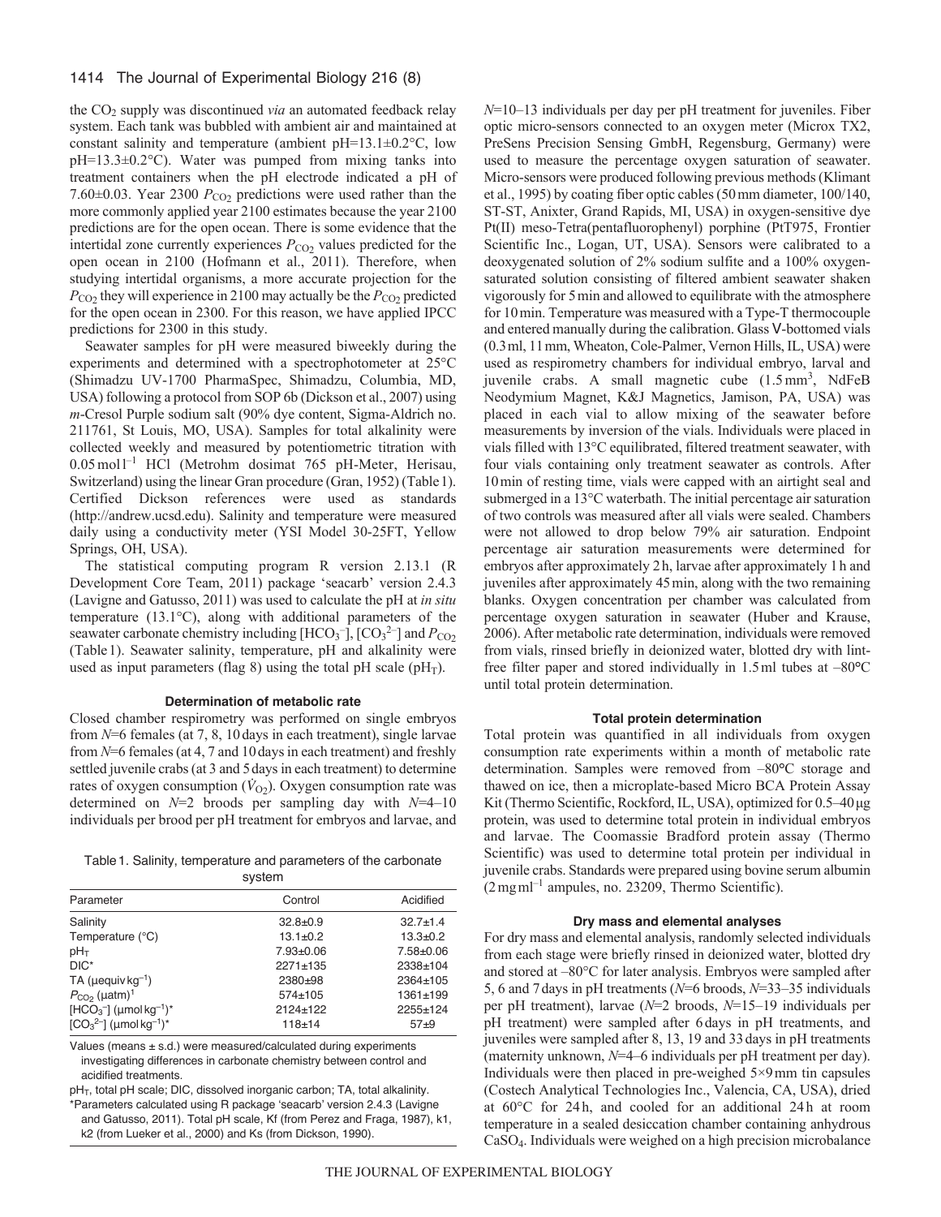the $CO_2$ supply was discontinued *via* an automated feedback relay system. Each tank was bubbled with ambient air and maintained at constant salinity and temperature (ambient pH=13.1±0.2°C, low pH=13.3±0.2°C). Water was pumped from mixing tanks into treatment containers when the pH electrode indicated a pH of 7.60±0.03. Year 2300 $P_{CO_2}$ predictions were used rather than the more commonly applied year 2100 estimates because the year 2100 predictions are for the open ocean. There is some evidence that the intertidal zone currently experiences $P_{CO_2}$ values predicted for the open ocean in 2100 (Hofmann et al., 2011). Therefore, when studying intertidal organisms, a more accurate projection for the $P_{CO_2}$ they will experience in 2100 may actually be the $P_{CO_2}$ predicted for the open ocean in 2300. For this reason, we have applied IPCC predictions for 2300 in this study.

Seawater samples for pH were measured biweekly during the experiments and determined with a spectrophotometer at 25°C (Shimadzu UV-1700 PharmaSpec, Shimadzu, Columbia, MD, USA) following a protocol from SOP 6b (Dickson et al., 2007) using *m*-Cresol Purple sodium salt (90% dye content, Sigma-Aldrich no. 211761, St Louis, MO, USA). Samples for total alkalinity were collected weekly and measured by potentiometric titration with 0.05 mol l$^{-1}$ HCl (Metrohm dosimat 765 pH-Meter, Herisau, Switzerland) using the linear Gran procedure (Gran, 1952) (Table 1). Certified Dickson references were used as standards (http://andrew.ucsd.edu). Salinity and temperature were measured daily using a conductivity meter (YSI Model 30-25FT, Yellow Springs, OH, USA).

The statistical computing program R version 2.13.1 (R Development Core Team, 2011) package 'seacarb' version 2.4.3 (Lavigne and Gatusso, 2011) was used to calculate the pH at *in situ* temperature (13.1°C), along with additional parameters of the seawater carbonate chemistry including [$HCO_3^-$], [$CO_3^{2-}$] and $P_{CO_2}$ (Table 1). Seawater salinity, temperature, pH and alkalinity were used as input parameters (flag 8) using the total pH scale ($pH_T$).

### Determination of metabolic rate

Closed chamber respirometry was performed on single embryos from $N$=6 females (at 7, 8, 10 days in each treatment), single larvae from $N$=6 females (at 4, 7 and 10 days in each treatment) and freshly settled juvenile crabs (at 3 and 5 days in each treatment) to determine rates of oxygen consumption ($\dot{V}_{O_2}$). Oxygen consumption rate was determined on $N$=2 broods per sampling day with $N$=4–10 individuals per brood per pH treatment for embryos and larvae, and $N$=10–13 individuals per day per pH treatment for juveniles. Fiber optic micro-sensors connected to an oxygen meter (Microx TX2, PreSens Precision Sensing GmbH, Regensburg, Germany) were used to measure the percentage oxygen saturation of seawater. Micro-sensors were produced following previous methods (Klimant et al., 1995) by coating fiber optic cables (50 mm diameter, 100/140, ST-ST, Anixter, Grand Rapids, MI, USA) in oxygen-sensitive dye Pt(II) meso-Tetra(pentafluorophenyl) porphine (PtT975, Frontier Scientific Inc., Logan, UT, USA). Sensors were calibrated to a deoxygenated solution of 2% sodium sulfite and a 100% oxygen-saturated solution consisting of filtered ambient seawater shaken vigorously for 5 min and allowed to equilibrate with the atmosphere for 10 min. Temperature was measured with a Type-T thermocouple and entered manually during the calibration. Glass V-bottomed vials (0.3 ml, 11 mm, Wheaton, Cole-Palmer, Vernon Hills, IL, USA) were used as respirometry chambers for individual embryo, larval and juvenile crabs. A small magnetic cube (1.5 mm$^3$, NdFeB Neodymium Magnet, K&J Magnetics, Jamison, PA, USA) was placed in each vial to allow mixing of the seawater before measurements by inversion of the vials. Individuals were placed in vials filled with 13°C equilibrated, filtered treatment seawater, with four vials containing only treatment seawater as controls. After 10 min of resting time, vials were capped with an airtight seal and submerged in a 13°C waterbath. The initial percentage air saturation of two controls was measured after all vials were sealed. Chambers were not allowed to drop below 79% air saturation. Endpoint percentage air saturation measurements were determined for embryos after approximately 2 h, larvae after approximately 1 h and juveniles after approximately 45 min, along with the two remaining blanks. Oxygen concentration per chamber was calculated from percentage oxygen saturation in seawater (Huber and Krause, 2006). After metabolic rate determination, individuals were removed from vials, rinsed briefly in deionized water, blotted dry with lint-free filter paper and stored individually in 1.5 ml tubes at –80°C until total protein determination.

Table 1. Salinity, temperature and parameters of the carbonate system

| Parameter | Control | Acidified |
|---|---|---|
| Salinity | 32.8±0.9 | 32.7±1.4 |
| Temperature (°C) | 13.1±0.2 | 13.3±0.2 |
| $pH_T$ | 7.93±0.06 | 7.58±0.06 |
| DIC* | 2271±135 | 2338±104 |
| TA (μequiv kg$^{-1}$) | 2380±98 | 2364±105 |
| $P_{CO_2}$ (μatm)[1] | 574±105 | 1361±199 |
| [$HCO_3^-$] (μmol kg$^{-1}$)* | 2124±122 | 2255±124 |
| [$CO_3^{2-}$] (μmol kg$^{-1}$)* | 118±14 | 57±9 |

Values (means ± s.d.) were measured/calculated during experiments investigating differences in carbonate chemistry between control and acidified treatments.

$pH_T$, total pH scale; DIC, dissolved inorganic carbon; TA, total alkalinity.

*Parameters calculated using R package 'seacarb' version 2.4.3 (Lavigne and Gatusso, 2011). Total pH scale, Kf (from Perez and Fraga, 1987), k1, k2 (from Lueker et al., 2000) and Ks (from Dickson, 1990).

### Total protein determination

Total protein was quantified in all individuals from oxygen consumption rate experiments within a month of metabolic rate determination. Samples were removed from –80°C storage and thawed on ice, then a microplate-based Micro BCA Protein Assay Kit (Thermo Scientific, Rockford, IL, USA), optimized for 0.5–40 μg protein, was used to determine total protein in individual embryos and larvae. The Coomassie Bradford protein assay (Thermo Scientific) was used to determine total protein per individual in juvenile crabs. Standards were prepared using bovine serum albumin (2 mg ml$^{-1}$ ampules, no. 23209, Thermo Scientific).

### Dry mass and elemental analyses

For dry mass and elemental analysis, randomly selected individuals from each stage were briefly rinsed in deionized water, blotted dry and stored at –80°C for later analysis. Embryos were sampled after 5, 6 and 7 days in pH treatments ($N$=6 broods, $N$=33–35 individuals per pH treatment), larvae ($N$=2 broods, $N$=15–19 individuals per pH treatment) were sampled after 6 days in pH treatments, and juveniles were sampled after 8, 13, 19 and 33 days in pH treatments (maternity unknown, $N$=4–6 individuals per pH treatment per day). Individuals were then placed in pre-weighed 5×9 mm tin capsules (Costech Analytical Technologies Inc., Valencia, CA, USA), dried at 60°C for 24 h, and cooled for an additional 24 h at room temperature in a sealed desiccation chamber containing anhydrous $CaSO_4$. Individuals were weighed on a high precision microbalance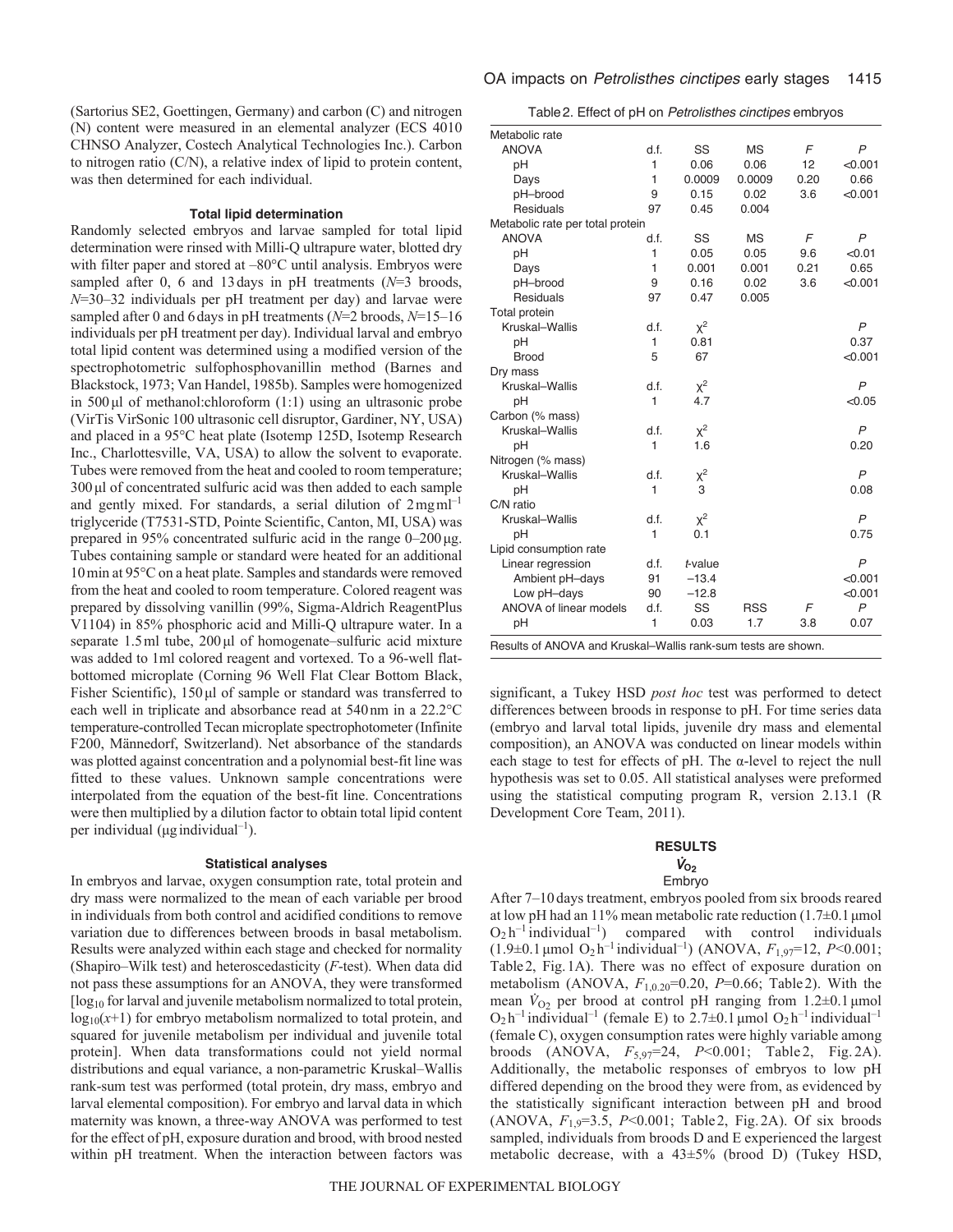(Sartorius SE2, Goettingen, Germany) and carbon (C) and nitrogen (N) content were measured in an elemental analyzer (ECS 4010 CHNSO Analyzer, Costech Analytical Technologies Inc.). Carbon to nitrogen ratio (C/N), a relative index of lipid to protein content, was then determined for each individual.

#### Total lipid determination

Randomly selected embryos and larvae sampled for total lipid determination were rinsed with Milli-Q ultrapure water, blotted dry with filter paper and stored at –80°C until analysis. Embryos were sampled after 0, 6 and 13 days in pH treatments ($N$=3 broods, $N$=30–32 individuals per pH treatment per day) and larvae were sampled after 0 and 6 days in pH treatments ($N$=2 broods, $N$=15–16 individuals per pH treatment per day). Individual larval and embryo total lipid content was determined using a modified version of the spectrophotometric sulfophosphovanillin method (Barnes and Blackstock, 1973; Van Handel, 1985b). Samples were homogenized in 500 μl of methanol:chloroform (1:1) using an ultrasonic probe (VirTis VirSonic 100 ultrasonic cell disruptor, Gardiner, NY, USA) and placed in a 95°C heat plate (Isotemp 125D, Isotemp Research Inc., Charlottesville, VA, USA) to allow the solvent to evaporate. Tubes were removed from the heat and cooled to room temperature; 300 μl of concentrated sulfuric acid was then added to each sample and gently mixed. For standards, a serial dilution of 2 mg ml$^{-1}$ triglyceride (T7531-STD, Pointe Scientific, Canton, MI, USA) was prepared in 95% concentrated sulfuric acid in the range 0–200 μg. Tubes containing sample or standard were heated for an additional 10 min at 95°C on a heat plate. Samples and standards were removed from the heat and cooled to room temperature. Colored reagent was prepared by dissolving vanillin (99%, Sigma-Aldrich ReagentPlus V1104) in 85% phosphoric acid and Milli-Q ultrapure water. In a separate 1.5 ml tube, 200 μl of homogenate–sulfuric acid mixture was added to 1ml colored reagent and vortexed. To a 96-well flat-bottomed microplate (Corning 96 Well Flat Clear Bottom Black, Fisher Scientific), 150 μl of sample or standard was transferred to each well in triplicate and absorbance read at 540 nm in a 22.2°C temperature-controlled Tecan microplate spectrophotometer (Infinite F200, Männedorf, Switzerland). Net absorbance of the standards was plotted against concentration and a polynomial best-fit line was fitted to these values. Unknown sample concentrations were interpolated from the equation of the best-fit line. Concentrations were then multiplied by a dilution factor to obtain total lipid content per individual (μg individual$^{-1}$).

#### Statistical analyses

In embryos and larvae, oxygen consumption rate, total protein and dry mass were normalized to the mean of each variable per brood in individuals from both control and acidified conditions to remove variation due to differences between broods in basal metabolism. Results were analyzed within each stage and checked for normality (Shapiro–Wilk test) and heteroscedasticity ($F$-test). When data did not pass these assumptions for an ANOVA, they were transformed [$\log_{10}$ for larval and juvenile metabolism normalized to total protein, $\log_{10}(x+1)$ for embryo metabolism normalized to total protein, and squared for juvenile metabolism per individual and juvenile total protein]. When data transformations could not yield normal distributions and equal variance, a non-parametric Kruskal–Wallis rank-sum test was performed (total protein, dry mass, embryo and larval elemental composition). For embryo and larval data in which maternity was known, a three-way ANOVA was performed to test for the effect of pH, exposure duration and brood, with brood nested within pH treatment. When the interaction between factors was significant, a Tukey HSD *post hoc* test was performed to detect differences between broods in response to pH. For time series data (embryo and larval total lipids, juvenile dry mass and elemental composition), an ANOVA was conducted on linear models within each stage to test for effects of pH. The α-level to reject the null hypothesis was set to 0.05. All statistical analyses were preformed using the statistical computing program R, version 2.13.1 (R Development Core Team, 2011).

Table 2. Effect of pH on *Petrolisthes cinctipes* embryos

| | | | | | |
|---|---|---|---|---|---|
| **Metabolic rate** | | | | | |
| ANOVA | d.f. | SS | MS | $F$ | $P$ |
| pH | 1 | 0.06 | 0.06 | 12 | <0.001 |
| Days | 1 | 0.0009 | 0.0009 | 0.20 | 0.66 |
| pH–brood | 9 | 0.15 | 0.02 | 3.6 | <0.001 |
| Residuals | 97 | 0.45 | 0.004 | | |
| **Metabolic rate per total protein** | | | | | |
| ANOVA | d.f. | SS | MS | $F$ | $P$ |
| pH | 1 | 0.05 | 0.05 | 9.6 | <0.01 |
| Days | 1 | 0.001 | 0.001 | 0.21 | 0.65 |
| pH–brood | 9 | 0.16 | 0.02 | 3.6 | <0.001 |
| Residuals | 97 | 0.47 | 0.005 | | |
| **Total protein** | | | | | |
| Kruskal–Wallis | d.f. | $\chi^2$ | | | $P$ |
| pH | 1 | 0.81 | | | 0.37 |
| Brood | 5 | 67 | | | <0.001 |
| **Dry mass** | | | | | |
| Kruskal–Wallis | d.f. | $\chi^2$ | | | $P$ |
| pH | 1 | 4.7 | | | <0.05 |
| **Carbon (% mass)** | | | | | |
| Kruskal–Wallis | d.f. | $\chi^2$ | | | $P$ |
| pH | 1 | 1.6 | | | 0.20 |
| **Nitrogen (% mass)** | | | | | |
| Kruskal–Wallis | d.f. | $\chi^2$ | | | $P$ |
| pH | 1 | 3 | | | 0.08 |
| **C/N ratio** | | | | | |
| Kruskal–Wallis | d.f. | $\chi^2$ | | | $P$ |
| pH | 1 | 0.1 | | | 0.75 |
| **Lipid consumption rate** | | | | | |
| Linear regression | d.f. | $t$-value | | | $P$ |
| Ambient pH–days | 91 | −13.4 | | | <0.001 |
| Low pH–days | 90 | −12.8 | | | <0.001 |
| ANOVA of linear models | d.f. | SS | RSS | $F$ | $P$ |
| pH | 1 | 0.03 | 1.7 | 3.8 | 0.07 |

Results of ANOVA and Kruskal–Wallis rank-sum tests are shown.

## RESULTS

### $\dot{V}_{O_2}$

#### Embryo

After 7–10 days treatment, embryos pooled from six broods reared at low pH had an 11% mean metabolic rate reduction (1.7±0.1 μmol $O_2$ h$^{-1}$ individual$^{-1}$) compared with control individuals (1.9±0.1 μmol $O_2$ h$^{-1}$ individual$^{-1}$) (ANOVA, $F_{1,97}$=12, $P$<0.001; Table 2, Fig. 1A). There was no effect of exposure duration on metabolism (ANOVA, $F_{1,0.20}$=0.20, $P$=0.66; Table 2). With the mean $\dot{V}_{O_2}$ per brood at control pH ranging from 1.2±0.1 μmol $O_2$ h$^{-1}$ individual$^{-1}$ (female E) to 2.7±0.1 μmol $O_2$ h$^{-1}$ individual$^{-1}$ (female C), oxygen consumption rates were highly variable among broods (ANOVA, $F_{5,97}$=24, $P$<0.001; Table 2, Fig. 2A). Additionally, the metabolic responses of embryos to low pH differed depending on the brood they were from, as evidenced by the statistically significant interaction between pH and brood (ANOVA, $F_{1,9}$=3.5, $P$<0.001; Table 2, Fig. 2A). Of six broods sampled, individuals from broods D and E experienced the largest metabolic decrease, with a 43±5% (brood D) (Tukey HSD,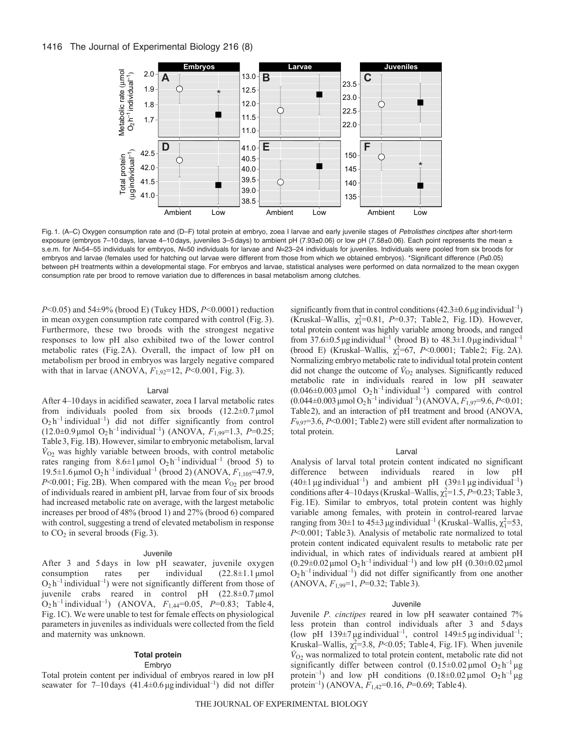Fig. 1. (A–C) Oxygen consumption rate and (D–F) total protein at embryo, zoea I larvae and early juvenile stages of *Petrolisthes cinctipes* after short-term exposure (embryos 7–10 days, larvae 4–10 days, juveniles 3–5 days) to ambient pH (7.93±0.06) or low pH (7.58±0.06). Each point represents the mean ± s.e.m. for $N$=54–55 individuals for embryos, $N$=50 individuals for larvae and $N$=23–24 individuals for juveniles. Individuals were pooled from six broods for embryos and larvae (females used for hatching out larvae were different from those from which we obtained embryos). *Significant difference ($P$≤0.05) between pH treatments within a developmental stage. For embryos and larvae, statistical analyses were performed on data normalized to the mean oxygen consumption rate per brood to remove variation due to differences in basal metabolism among clutches.

$P$<0.05) and 54±9% (brood E) (Tukey HDS, $P$<0.0001) reduction in mean oxygen consumption rate compared with control (Fig. 3). Furthermore, these two broods with the strongest negative responses to low pH also exhibited two of the lower control metabolic rates (Fig. 2A). Overall, the impact of low pH on metabolism per brood in embryos was largely negative compared with that in larvae (ANOVA, $F_{1,92}$=12, $P$<0.001, Fig. 3).

### Larval

After 4–10 days in acidified seawater, zoea I larval metabolic rates from individuals pooled from six broods (12.2±0.7 μmol $O_2$ h$^{-1}$ individual$^{-1}$) did not differ significantly from control (12.0±0.9 μmol $O_2$ h$^{-1}$ individual$^{-1}$) (ANOVA, $F_{1,99}$=1.3, $P$=0.25; Table 3, Fig. 1B). However, similar to embryonic metabolism, larval $\dot{V}_{O_2}$ was highly variable between broods, with control metabolic rates ranging from 8.6±1 μmol $O_2$ h$^{-1}$ individual$^{-1}$ (brood 5) to 19.5±1.6 μmol $O_2$ h$^{-1}$ individual$^{-1}$ (brood 2) (ANOVA, $F_{1,105}$=47.9, $P$<0.001; Fig. 2B). When compared with the mean $\dot{V}_{O_2}$ per brood of individuals reared in ambient pH, larvae from four of six broods had increased metabolic rate on average, with the largest metabolic increases per brood of 48% (brood 1) and 27% (brood 6) compared with control, suggesting a trend of elevated metabolism in response to $CO_2$ in several broods (Fig. 3).

### Juvenile

After 3 and 5 days in low pH seawater, juvenile oxygen consumption rates per individual (22.8±1.1 μmol $O_2$ h$^{-1}$ individual$^{-1}$) were not significantly different from those of juvenile crabs reared in control pH (22.8±0.7 μmol $O_2$ h$^{-1}$ individual$^{-1}$) (ANOVA, $F_{1,44}$=0.05, $P$=0.83; Table 4, Fig. 1C). We were unable to test for female effects on physiological parameters in juveniles as individuals were collected from the field and maternity was unknown.

## Total protein

### Embryo

Total protein content per individual of embryos reared in low pH seawater for 7–10 days (41.4±0.6 μg individual$^{-1}$) did not differ significantly from that in control conditions (42.3±0.6 μg individual$^{-1}$) (Kruskal–Wallis, $\chi^2_1$=0.81, $P$=0.37; Table 2, Fig. 1D). However, total protein content was highly variable among broods, and ranged from 37.6±0.5 μg individual$^{-1}$ (brood B) to 48.3±1.0 μg individual$^{-1}$ (brood E) (Kruskal–Wallis, $\chi^2_1$=67, $P$<0.0001; Table 2; Fig. 2A). Normalizing embryo metabolic rate to individual total protein content did not change the outcome of $\dot{V}_{O_2}$ analyses. Significantly reduced metabolic rate in individuals reared in low pH seawater (0.046±0.003 μmol $O_2$ h$^{-1}$ individual$^{-1}$) compared with control (0.044±0.003 μmol $O_2$ h$^{-1}$ individual$^{-1}$) (ANOVA, $F_{1,97}$=9.6, $P$<0.01; Table 2), and an interaction of pH treatment and brood (ANOVA, $F_{9,97}$=3.6, $P$<0.001; Table 2) were still evident after normalization to total protein.

### Larval

Analysis of larval total protein content indicated no significant difference between individuals reared in low pH (40±1 μg individual$^{-1}$) and ambient pH (39±1 μg individual$^{-1}$) conditions after 4–10 days (Kruskal–Wallis, $\chi^2_1$=1.5, $P$=0.23; Table 3, Fig. 1E). Similar to embryos, total protein content was highly variable among females, with protein in control-reared larvae ranging from 30±1 to 45±3 μg individual$^{-1}$ (Kruskal–Wallis, $\chi^2_1$=53, $P$<0.001; Table 3). Analysis of metabolic rate normalized to total protein content indicated equivalent results to metabolic rate per individual, in which rates of individuals reared at ambient pH (0.29±0.02 μmol $O_2$ h$^{-1}$ individual$^{-1}$) and low pH (0.30±0.02 μmol $O_2$ h$^{-1}$ individual$^{-1}$) did not differ significantly from one another (ANOVA, $F_{1,99}$=1, $P$=0.32; Table 3).

### Juvenile

Juvenile *P. cinctipes* reared in low pH seawater contained 7% less protein than control individuals after 3 and 5 days (low pH 139±7 μg individual$^{-1}$, control 149±5 μg individual$^{-1}$; Kruskal–Wallis, $\chi^2_1$=3.8, $P$<0.05; Table 4, Fig. 1F). When juvenile $\dot{V}_{O_2}$ was normalized to total protein content, metabolic rate did not significantly differ between control (0.15±0.02 μmol $O_2$ h$^{-1}$ μg protein$^{-1}$) and low pH conditions (0.18±0.02 μmol $O_2$ h$^{-1}$ μg protein$^{-1}$) (ANOVA, $F_{1,42}$=0.16, $P$=0.69; Table 4).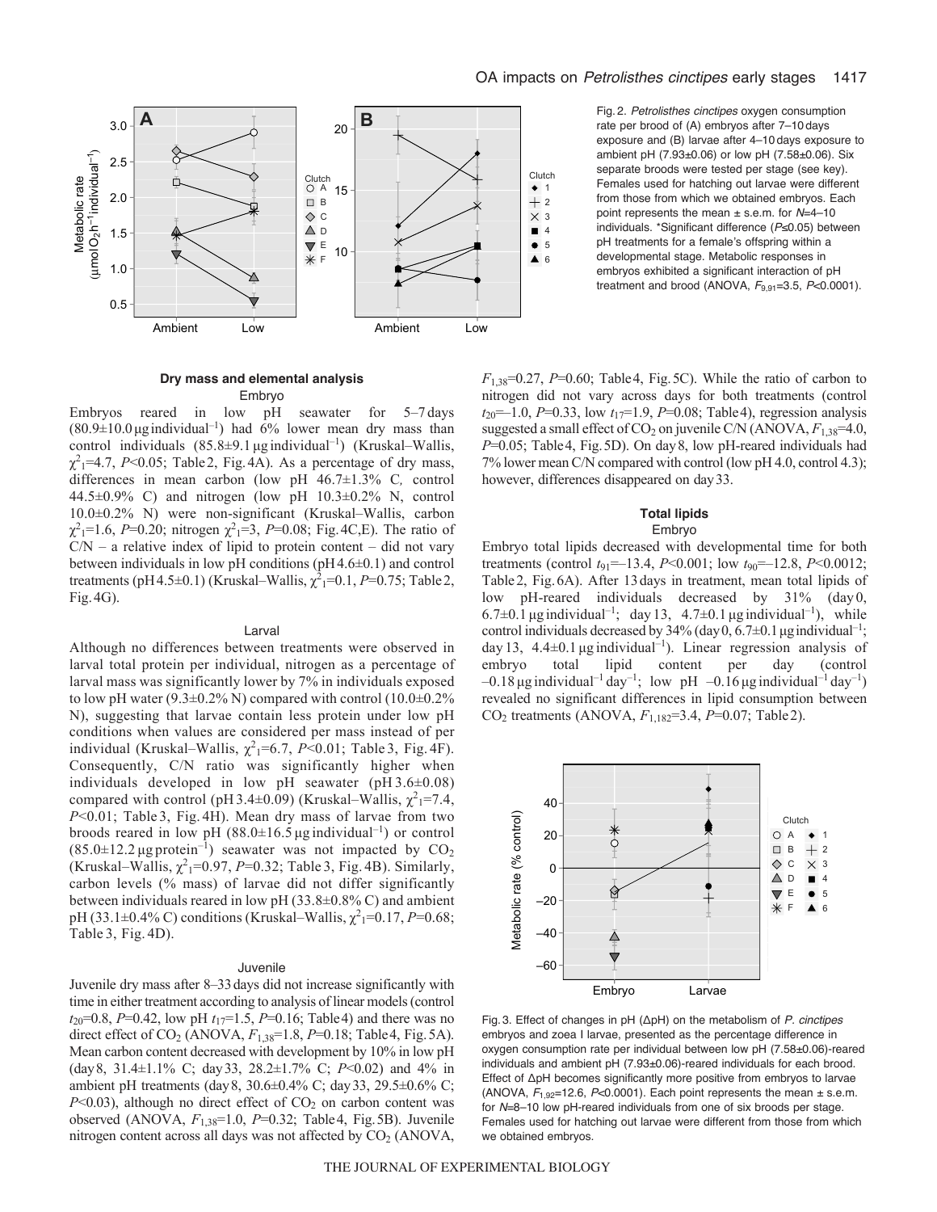Fig. 2. *Petrolisthes cinctipes* oxygen consumption rate per brood of (A) embryos after 7–10 days exposure and (B) larvae after 4–10 days exposure to ambient pH (7.93±0.06) or low pH (7.58±0.06). Six separate broods were tested per stage (see key). Females used for hatching out larvae were different from those from which we obtained embryos. Each point represents the mean ± s.e.m. for $N$=4–10 individuals. *Significant difference ($P$≤0.05) between pH treatments for a female's offspring within a developmental stage. Metabolic responses in embryos exhibited a significant interaction of pH treatment and brood (ANOVA, $F_{9,91}$=3.5, $P$<0.0001).

### Dry mass and elemental analysis

#### Embryo

Embryos reared in low pH seawater for 5–7 days (80.9±10.0 μg individual$^{-1}$) had 6% lower mean dry mass than control individuals (85.8±9.1 μg individual$^{-1}$) (Kruskal–Wallis, $\chi^2_1$=4.7, $P$<0.05; Table 2, Fig. 4A). As a percentage of dry mass, differences in mean carbon (low pH 46.7±1.3% C, control 44.5±0.9% C) and nitrogen (low pH 10.3±0.2% N, control 10.0±0.2% N) were non-significant (Kruskal–Wallis, carbon $\chi^2_1$=1.6, $P$=0.20; nitrogen $\chi^2_1$=3, $P$=0.08; Fig. 4C,E). The ratio of C/N – a relative index of lipid to protein content – did not vary between individuals in low pH conditions (pH 4.6±0.1) and control treatments (pH 4.5±0.1) (Kruskal–Wallis, $\chi^2_1$=0.1, $P$=0.75; Table 2, Fig. 4G).

#### Larval

Although no differences between treatments were observed in larval total protein per individual, nitrogen as a percentage of larval mass was significantly lower by 7% in individuals exposed to low pH water (9.3±0.2% N) compared with control (10.0±0.2% N), suggesting that larvae contain less protein under low pH conditions when values are considered per mass instead of per individual (Kruskal–Wallis, $\chi^2_1$=6.7, $P$<0.01; Table 3, Fig. 4F). Consequently, C/N ratio was significantly higher when individuals developed in low pH seawater (pH 3.6±0.08) compared with control (pH 3.4±0.09) (Kruskal–Wallis, $\chi^2_1$=7.4, $P$<0.01; Table 3, Fig. 4H). Mean dry mass of larvae from two broods reared in low pH (88.0±16.5 μg individual$^{-1}$) or control (85.0±12.2 μg protein$^{-1}$) seawater was not impacted by $CO_2$ (Kruskal–Wallis, $\chi^2_1$=0.97, $P$=0.32; Table 3, Fig. 4B). Similarly, carbon levels (% mass) of larvae did not differ significantly between individuals reared in low pH (33.8±0.8% C) and ambient pH (33.1±0.4% C) conditions (Kruskal–Wallis, $\chi^2_1$=0.17, $P$=0.68; Table 3, Fig. 4D).

#### Juvenile

Juvenile dry mass after 8–33 days did not increase significantly with time in either treatment according to analysis of linear models (control $t_{20}$=0.8, $P$=0.42, low pH $t_{17}$=1.5, $P$=0.16; Table 4) and there was no direct effect of $CO_2$ (ANOVA, $F_{1,38}$=1.8, $P$=0.18; Table 4, Fig. 5A). Mean carbon content decreased with development by 10% in low pH (day 8, 31.4±1.1% C; day 33, 28.2±1.7% C; $P$<0.02) and 4% in ambient pH treatments (day 8, 30.6±0.4% C; day 33, 29.5±0.6% C; $P$<0.03), although no direct effect of $CO_2$ on carbon content was observed (ANOVA, $F_{1,38}$=1.0, $P$=0.32; Table 4, Fig. 5B). Juvenile nitrogen content across all days was not affected by $CO_2$ (ANOVA, $F_{1,38}$=0.27, $P$=0.60; Table 4, Fig. 5C). While the ratio of carbon to nitrogen did not vary across days for both treatments (control $t_{20}$=–1.0, $P$=0.33, low $t_{17}$=1.9, $P$=0.08; Table 4), regression analysis suggested a small effect of $CO_2$ on juvenile C/N (ANOVA, $F_{1,38}$=4.0, $P$=0.05; Table 4, Fig. 5D). On day 8, low pH-reared individuals had 7% lower mean C/N compared with control (low pH 4.0, control 4.3); however, differences disappeared on day 33.

### Total lipids

#### Embryo

Embryo total lipids decreased with developmental time for both treatments (control $t_{91}$=–13.4, $P$<0.001; low $t_{90}$=–12.8, $P$<0.0012; Table 2, Fig. 6A). After 13 days in treatment, mean total lipids of low pH-reared individuals decreased by 31% (day 0, 6.7±0.1 μg individual$^{-1}$; day 13, 4.7±0.1 μg individual$^{-1}$), while control individuals decreased by 34% (day 0, 6.7±0.1 μg individual$^{-1}$; day 13, 4.4±0.1 μg individual$^{-1}$). Linear regression analysis of embryo total lipid content per day (control –0.18 μg individual$^{-1}$ day$^{-1}$; low pH –0.16 μg individual$^{-1}$ day$^{-1}$) revealed no significant differences in lipid consumption between $CO_2$ treatments (ANOVA, $F_{1,182}$=3.4, $P$=0.07; Table 2).

Fig. 3. Effect of changes in pH (ΔpH) on the metabolism of *P. cinctipes* embryos and zoea I larvae, presented as the percentage difference in oxygen consumption rate per individual between low pH (7.58±0.06)-reared individuals and ambient pH (7.93±0.06)-reared individuals for each brood. Effect of ΔpH becomes significantly more positive from embryos to larvae (ANOVA, $F_{1,92}$=12.6, $P$<0.0001). Each point represents the mean ± s.e.m. for $N$=8–10 low pH-reared individuals from one of six broods per stage. Females used for hatching out larvae were different from those from which we obtained embryos.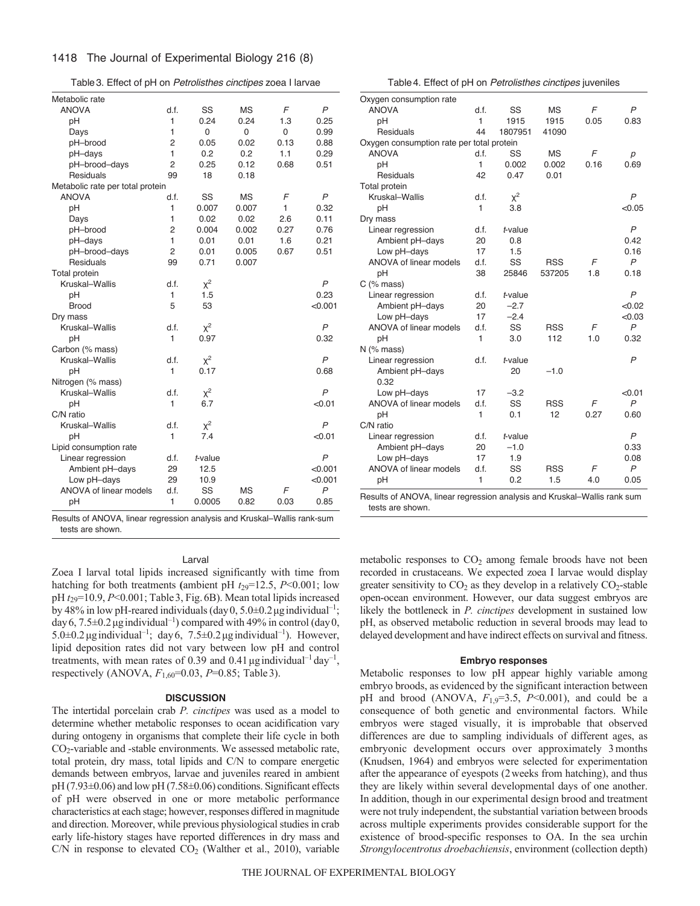Table 3. Effect of pH on *Petrolisthes cinctipes* zoea I larvae

| Metabolic rate | | | | | |
|---|---|---|---|---|---|
| ANOVA | d.f. | SS | MS | *F* | *P* |
| pH | 1 | 0.24 | 0.24 | 1.3 | 0.25 |
| Days | 1 | 0 | 0 | 0 | 0.99 |
| pH–brood | 2 | 0.05 | 0.02 | 0.13 | 0.88 |
| pH–days | 1 | 0.2 | 0.2 | 1.1 | 0.29 |
| pH–brood–days | 2 | 0.25 | 0.12 | 0.68 | 0.51 |
| Residuals | 99 | 18 | 0.18 | | |
| **Metabolic rate per total protein** | | | | | |
| ANOVA | d.f. | SS | MS | *F* | *P* |
| pH | 1 | 0.007 | 0.007 | 1 | 0.32 |
| Days | 1 | 0.02 | 0.02 | 2.6 | 0.11 |
| pH–brood | 2 | 0.004 | 0.002 | 0.27 | 0.76 |
| pH–days | 1 | 0.01 | 0.01 | 1.6 | 0.21 |
| pH–brood–days | 2 | 0.01 | 0.005 | 0.67 | 0.51 |
| Residuals | 99 | 0.71 | 0.007 | | |
| **Total protein** | | | | | |
| Kruskal–Wallis | d.f. | $\chi^2$ | | | *P* |
| pH | 1 | 1.5 | | | 0.23 |
| Brood | 5 | 53 | | | <0.001 |
| **Dry mass** | | | | | |
| Kruskal–Wallis | d.f. | $\chi^2$ | | | *P* |
| pH | 1 | 0.97 | | | 0.32 |
| **Carbon (% mass)** | | | | | |
| Kruskal–Wallis | d.f. | $\chi^2$ | | | *P* |
| pH | 1 | 0.17 | | | 0.68 |
| **Nitrogen (% mass)** | | | | | |
| Kruskal–Wallis | d.f. | $\chi^2$ | | | *P* |
| pH | 1 | 6.7 | | | <0.01 |
| **C/N ratio** | | | | | |
| Kruskal–Wallis | d.f. | $\chi^2$ | | | *P* |
| pH | 1 | 7.4 | | | <0.01 |
| **Lipid consumption rate** | | | | | |
| Linear regression | d.f. | *t*-value | | | *P* |
| Ambient pH–days | 29 | 12.5 | | | <0.001 |
| Low pH–days | 29 | 10.9 | | | <0.001 |
| ANOVA of linear models | d.f. | SS | MS | *F* | *P* |
| pH | 1 | 0.0005 | 0.82 | 0.03 | 0.85 |

Results of ANOVA, linear regression analysis and Kruskal–Wallis rank-sum tests are shown.

Table 4. Effect of pH on *Petrolisthes cinctipes* juveniles

| Oxygen consumption rate | | | | | |
|---|---|---|---|---|---|
| ANOVA | d.f. | SS | MS | *F* | *P* |
| pH | 1 | 1915 | 1915 | 0.05 | 0.83 |
| Residuals | 44 | 1807951 | 41090 | | |
| **Oxygen consumption rate per total protein** | | | | | |
| ANOVA | d.f. | SS | MS | *F* | *p* |
| pH | 1 | 0.002 | 0.002 | 0.16 | 0.69 |
| Residuals | 42 | 0.47 | 0.01 | | |
| **Total protein** | | | | | |
| Kruskal–Wallis | d.f. | $\chi^2$ | | | *P* |
| pH | 1 | 3.8 | | | <0.05 |
| **Dry mass** | | | | | |
| Linear regression | d.f. | *t*-value | | | *P* |
| Ambient pH–days | 20 | 0.8 | | | 0.42 |
| Low pH–days | 17 | 1.5 | | | 0.16 |
| ANOVA of linear models | d.f. | SS | RSS | *F* | *P* |
| pH | 38 | 25846 | 537205 | 1.8 | 0.18 |
| **C (% mass)** | | | | | |
| Linear regression | d.f. | *t*-value | | | *P* |
| Ambient pH–days | 20 | −2.7 | | | <0.02 |
| Low pH–days | 17 | −2.4 | | | <0.03 |
| ANOVA of linear models | d.f. | SS | RSS | *F* | *P* |
| pH | 1 | 3.0 | 112 | 1.0 | 0.32 |
| **N (% mass)** | | | | | |
| Linear regression | d.f. | *t*-value | | | *P* |
| Ambient pH–days 0.32 | | 20 | −1.0 | | |
| Low pH–days | 17 | −3.2 | | | <0.01 |
| ANOVA of linear models | d.f. | SS | RSS | *F* | *P* |
| pH | 1 | 0.1 | 12 | 0.27 | 0.60 |
| **C/N ratio** | | | | | |
| Linear regression | d.f. | *t*-value | | | *P* |
| Ambient pH–days | 20 | −1.0 | | | 0.33 |
| Low pH–days | 17 | 1.9 | | | 0.08 |
| ANOVA of linear models | d.f. | SS | RSS | *F* | *P* |
| pH | 1 | 0.2 | 1.5 | 4.0 | 0.05 |

Results of ANOVA, linear regression analysis and Kruskal–Wallis rank sum tests are shown.

### Larval

Zoea I larval total lipids increased significantly with time from hatching for both treatments (ambient pH $t_{29}$=12.5, *P*<0.001; low pH $t_{29}$=10.9, *P*<0.001; Table 3, Fig. 6B). Mean total lipids increased by 48% in low pH-reared individuals (day 0, 5.0±0.2 μg individual$^{-1}$; day 6, 7.5±0.2 μg individual$^{-1}$) compared with 49% in control (day 0, 5.0±0.2 μg individual$^{-1}$; day 6, 7.5±0.2 μg individual$^{-1}$). However, lipid deposition rates did not vary between low pH and control treatments, with mean rates of 0.39 and 0.41 μg individual$^{-1}$ day$^{-1}$, respectively (ANOVA, $F_{1,60}$=0.03, *P*=0.85; Table 3).

## DISCUSSION

The intertidal porcelain crab *P. cinctipes* was used as a model to determine whether metabolic responses to ocean acidification vary during ontogeny in organisms that complete their life cycle in both $CO_2$-variable and -stable environments. We assessed metabolic rate, total protein, dry mass, total lipids and C/N to compare energetic demands between embryos, larvae and juveniles reared in ambient pH (7.93±0.06) and low pH (7.58±0.06) conditions. Significant effects of pH were observed in one or more metabolic performance characteristics at each stage; however, responses differed in magnitude and direction. Moreover, while previous physiological studies in crab early life-history stages have reported differences in dry mass and C/N in response to elevated $CO_2$ (Walther et al., 2010), variable metabolic responses to $CO_2$ among female broods have not been recorded in crustaceans. We expected zoea I larvae would display greater sensitivity to $CO_2$ as they develop in a relatively $CO_2$-stable open-ocean environment. However, our data suggest embryos are likely the bottleneck in *P. cinctipes* development in sustained low pH, as observed metabolic reduction in several broods may lead to delayed development and have indirect effects on survival and fitness.

### Embryo responses

Metabolic responses to low pH appear highly variable among embryo broods, as evidenced by the significant interaction between pH and brood (ANOVA, $F_{1,9}$=3.5, *P*<0.001), and could be a consequence of both genetic and environmental factors. While embryos were staged visually, it is improbable that observed differences are due to sampling individuals of different ages, as embryonic development occurs over approximately 3 months (Knudsen, 1964) and embryos were selected for experimentation after the appearance of eyespots (2 weeks from hatching), and thus they are likely within several developmental days of one another. In addition, though in our experimental design brood and treatment were not truly independent, the substantial variation between broods across multiple experiments provides considerable support for the existence of brood-specific responses to OA. In the sea urchin *Strongylocentrotus droebachiensis*, environment (collection depth)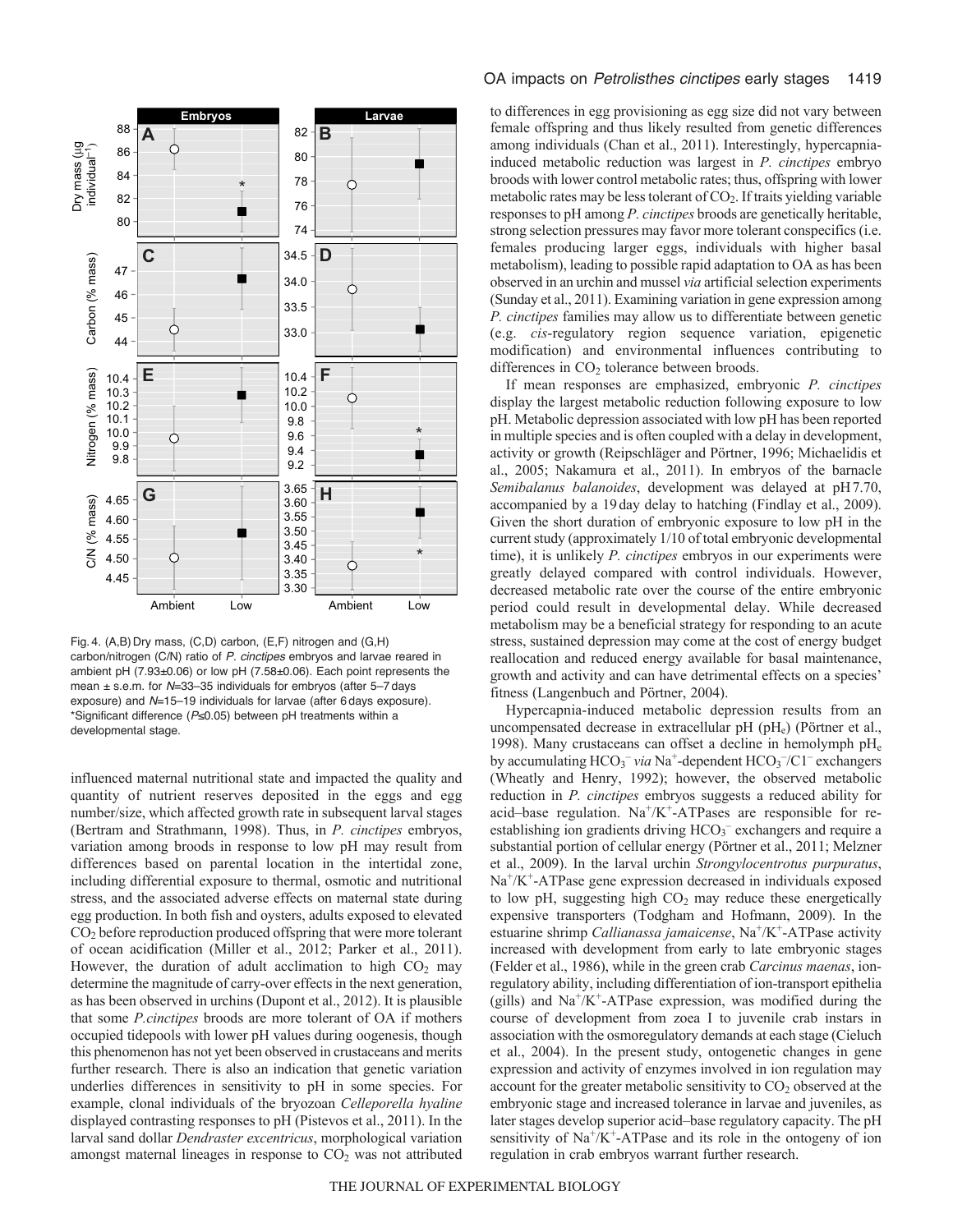Fig. 4. (A,B) Dry mass, (C,D) carbon, (E,F) nitrogen and (G,H) carbon/nitrogen (C/N) ratio of *P. cinctipes* embryos and larvae reared in ambient pH (7.93±0.06) or low pH (7.58±0.06). Each point represents the mean ± s.e.m. for $N$=33–35 individuals for embryos (after 5–7 days exposure) and $N$=15–19 individuals for larvae (after 6 days exposure). *Significant difference ($P$≤0.05) between pH treatments within a developmental stage.

influenced maternal nutritional state and impacted the quality and quantity of nutrient reserves deposited in the eggs and egg number/size, which affected growth rate in subsequent larval stages (Bertram and Strathmann, 1998). Thus, in *P. cinctipes* embryos, variation among broods in response to low pH may result from differences based on parental location in the intertidal zone, including differential exposure to thermal, osmotic and nutritional stress, and the associated adverse effects on maternal state during egg production. In both fish and oysters, adults exposed to elevated $CO_2$ before reproduction produced offspring that were more tolerant of ocean acidification (Miller et al., 2012; Parker et al., 2011). However, the duration of adult acclimation to high $CO_2$ may determine the magnitude of carry-over effects in the next generation, as has been observed in urchins (Dupont et al., 2012). It is plausible that some *P. cinctipes* broods are more tolerant of OA if mothers occupied tidepools with lower pH values during oogenesis, though this phenomenon has not yet been observed in crustaceans and merits further research. There is also an indication that genetic variation underlies differences in sensitivity to pH in some species. For example, clonal individuals of the bryozoan *Celleporella hyaline* displayed contrasting responses to pH (Pistevos et al., 2011). In the larval sand dollar *Dendraster excentricus*, morphological variation amongst maternal lineages in response to $CO_2$ was not attributed to differences in egg provisioning as egg size did not vary between female offspring and thus likely resulted from genetic differences among individuals (Chan et al., 2011). Interestingly, hypercapnia-induced metabolic reduction was largest in *P. cinctipes* embryo broods with lower control metabolic rates; thus, offspring with lower metabolic rates may be less tolerant of $CO_2$. If traits yielding variable responses to pH among *P. cinctipes* broods are genetically heritable, strong selection pressures may favor more tolerant conspecifics (i.e. females producing larger eggs, individuals with higher basal metabolism), leading to possible rapid adaptation to OA as has been observed in an urchin and mussel *via* artificial selection experiments (Sunday et al., 2011). Examining variation in gene expression among *P. cinctipes* families may allow us to differentiate between genetic (e.g. *cis*-regulatory region sequence variation, epigenetic modification) and environmental influences contributing to differences in $CO_2$ tolerance between broods.

If mean responses are emphasized, embryonic *P. cinctipes* display the largest metabolic reduction following exposure to low pH. Metabolic depression associated with low pH has been reported in multiple species and is often coupled with a delay in development, activity or growth (Reipschläger and Pörtner, 1996; Michaelidis et al., 2005; Nakamura et al., 2011). In embryos of the barnacle *Semibalanus balanoides*, development was delayed at pH 7.70, accompanied by a 19 day delay to hatching (Findlay et al., 2009). Given the short duration of embryonic exposure to low pH in the current study (approximately 1/10 of total embryonic developmental time), it is unlikely *P. cinctipes* embryos in our experiments were greatly delayed compared with control individuals. However, decreased metabolic rate over the course of the entire embryonic period could result in developmental delay. While decreased metabolism may be a beneficial strategy for responding to an acute stress, sustained depression may come at the cost of energy budget reallocation and reduced energy available for basal maintenance, growth and activity and can have detrimental effects on a species' fitness (Langenbuch and Pörtner, 2004).

Hypercapnia-induced metabolic depression results from an uncompensated decrease in extracellular pH (pH$_e$) (Pörtner et al., 1998). Many crustaceans can offset a decline in hemolymph pH$_e$ by accumulating $HCO_3^-$ *via* $Na^+$-dependent $HCO_3^-/Cl^-$ exchangers (Wheatly and Henry, 1992); however, the observed metabolic reduction in *P. cinctipes* embryos suggests a reduced ability for acid–base regulation. $Na^+/K^+$-ATPases are responsible for re-establishing ion gradients driving $HCO_3^-$ exchangers and require a substantial portion of cellular energy (Pörtner et al., 2011; Melzner et al., 2009). In the larval urchin *Strongylocentrotus purpuratus*, $Na^+/K^+$-ATPase gene expression decreased in individuals exposed to low pH, suggesting high $CO_2$ may reduce these energetically expensive transporters (Todgham and Hofmann, 2009). In the estuarine shrimp *Callianassa jamaicense*, $Na^+/K^+$-ATPase activity increased with development from early to late embryonic stages (Felder et al., 1986), while in the green crab *Carcinus maenas*, ion-regulatory ability, including differentiation of ion-transport epithelia (gills) and $Na^+/K^+$-ATPase expression, was modified during the course of development from zoea I to juvenile crab instars in association with the osmoregulatory demands at each stage (Cieluch et al., 2004). In the present study, ontogenetic changes in gene expression and activity of enzymes involved in ion regulation may account for the greater metabolic sensitivity to $CO_2$ observed at the embryonic stage and increased tolerance in larvae and juveniles, as later stages develop superior acid–base regulatory capacity. The pH sensitivity of $Na^+/K^+$-ATPase and its role in the ontogeny of ion regulation in crab embryos warrant further research.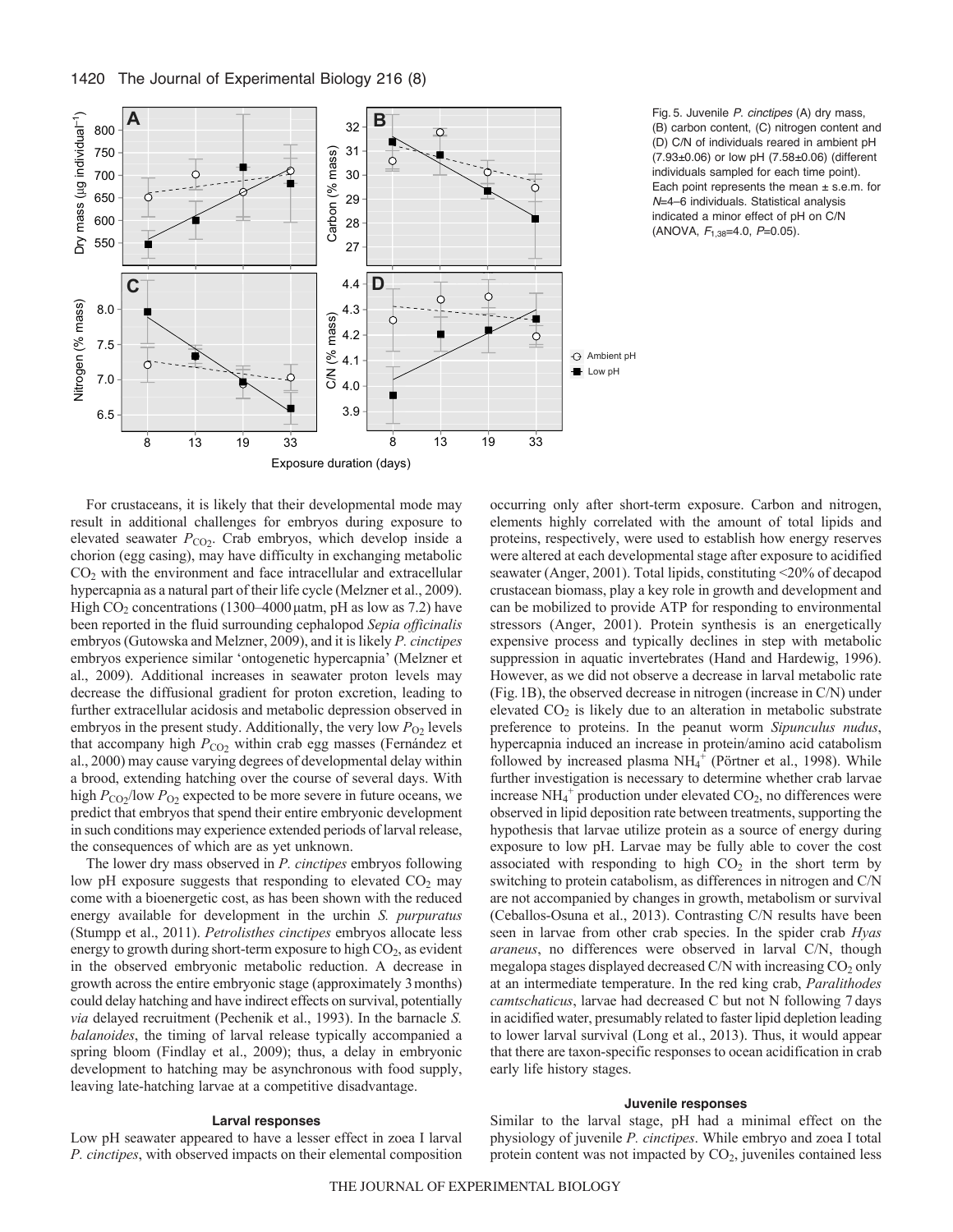Fig. 5. Juvenile *P. cinctipes* (A) dry mass, (B) carbon content, (C) nitrogen content and (D) C/N of individuals reared in ambient pH (7.93±0.06) or low pH (7.58±0.06) (different individuals sampled for each time point). Each point represents the mean ± s.e.m. for *N*=4–6 individuals. Statistical analysis indicated a minor effect of pH on C/N (ANOVA, $F_{1,38}$=4.0, $P$=0.05).

For crustaceans, it is likely that their developmental mode may result in additional challenges for embryos during exposure to elevated seawater $P_{CO_2}$. Crab embryos, which develop inside a chorion (egg casing), may have difficulty in exchanging metabolic $CO_2$ with the environment and face intracellular and extracellular hypercapnia as a natural part of their life cycle (Melzner et al., 2009). High $CO_2$ concentrations (1300–4000 μatm, pH as low as 7.2) have been reported in the fluid surrounding cephalopod *Sepia officinalis* embryos (Gutowska and Melzner, 2009), and it is likely *P. cinctipes* embryos experience similar 'ontogenetic hypercapnia' (Melzner et al., 2009). Additional increases in seawater proton levels may decrease the diffusional gradient for proton excretion, leading to further extracellular acidosis and metabolic depression observed in embryos in the present study. Additionally, the very low $P_{O_2}$ levels that accompany high $P_{CO_2}$ within crab egg masses (Fernández et al., 2000) may cause varying degrees of developmental delay within a brood, extending hatching over the course of several days. With high $P_{CO_2}$/low $P_{O_2}$ expected to be more severe in future oceans, we predict that embryos that spend their entire embryonic development in such conditions may experience extended periods of larval release, the consequences of which are as yet unknown.

The lower dry mass observed in *P. cinctipes* embryos following low pH exposure suggests that responding to elevated $CO_2$ may come with a bioenergetic cost, as has been shown with the reduced energy available for development in the urchin *S. purpuratus* (Stumpp et al., 2011). *Petrolisthes cinctipes* embryos allocate less energy to growth during short-term exposure to high $CO_2$, as evident in the observed embryonic metabolic reduction. A decrease in growth across the entire embryonic stage (approximately 3 months) could delay hatching and have indirect effects on survival, potentially *via* delayed recruitment (Pechenik et al., 1993). In the barnacle *S. balanoides*, the timing of larval release typically accompanied a spring bloom (Findlay et al., 2009); thus, a delay in embryonic development to hatching may be asynchronous with food supply, leaving late-hatching larvae at a competitive disadvantage.

#### Larval responses

Low pH seawater appeared to have a lesser effect in zoea I larval *P. cinctipes*, with observed impacts on their elemental composition occurring only after short-term exposure. Carbon and nitrogen, elements highly correlated with the amount of total lipids and proteins, respectively, were used to establish how energy reserves were altered at each developmental stage after exposure to acidified seawater (Anger, 2001). Total lipids, constituting <20% of decapod crustacean biomass, play a key role in growth and development and can be mobilized to provide ATP for responding to environmental stressors (Anger, 2001). Protein synthesis is an energetically expensive process and typically declines in step with metabolic suppression in aquatic invertebrates (Hand and Hardewig, 1996). However, as we did not observe a decrease in larval metabolic rate (Fig. 1B), the observed decrease in nitrogen (increase in C/N) under elevated $CO_2$ is likely due to an alteration in metabolic substrate preference to proteins. In the peanut worm *Sipunculus nudus*, hypercapnia induced an increase in protein/amino acid catabolism followed by increased plasma $NH_4^+$ (Pörtner et al., 1998). While further investigation is necessary to determine whether crab larvae increase $NH_4^+$ production under elevated $CO_2$, no differences were observed in lipid deposition rate between treatments, supporting the hypothesis that larvae utilize protein as a source of energy during exposure to low pH. Larvae may be fully able to cover the cost associated with responding to high $CO_2$ in the short term by switching to protein catabolism, as differences in nitrogen and C/N are not accompanied by changes in growth, metabolism or survival (Ceballos-Osuna et al., 2013). Contrasting C/N results have been seen in larvae from other crab species. In the spider crab *Hyas araneus*, no differences were observed in larval C/N, though megalopa stages displayed decreased C/N with increasing $CO_2$ only at an intermediate temperature. In the red king crab, *Paralithodes camtschaticus*, larvae had decreased C but not N following 7 days in acidified water, presumably related to faster lipid depletion leading to lower larval survival (Long et al., 2013). Thus, it would appear that there are taxon-specific responses to ocean acidification in crab early life history stages.

#### Juvenile responses

Similar to the larval stage, pH had a minimal effect on the physiology of juvenile *P. cinctipes*. While embryo and zoea I total protein content was not impacted by $CO_2$, juveniles contained less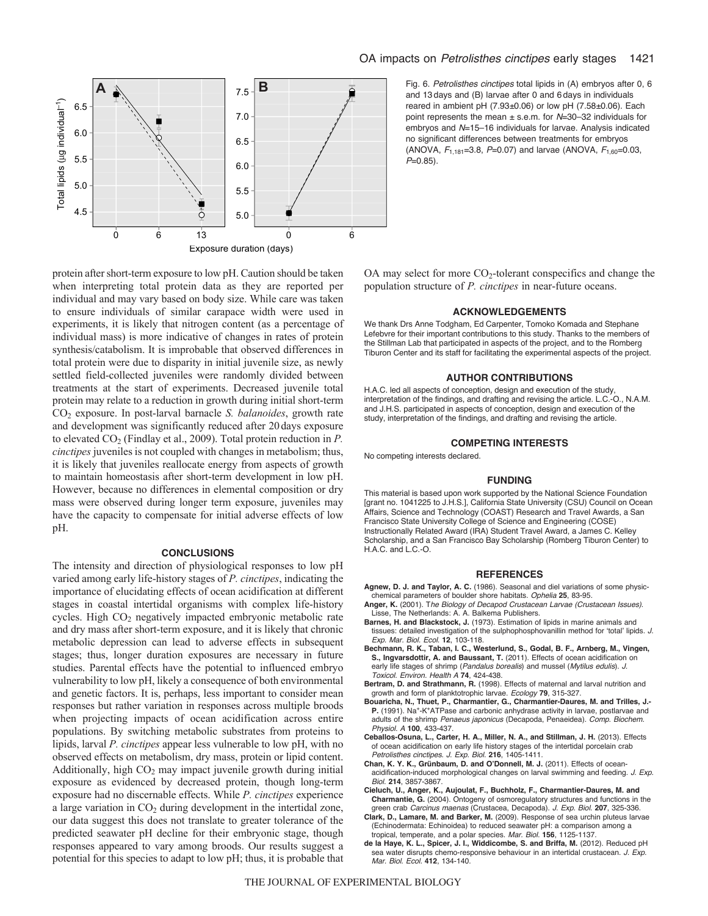A

B

Total lipids (μg individual$^{-1}$)

6.5

6.0

5.5

5.0

4.5

0

6

13

7.5

7.0

6.5

6.0

5.5

5.0

0

6

Exposure duration (days)

Fig. 6. *Petrolisthes cinctipes* total lipids in (A) embryos after 0, 6 and 13 days and (B) larvae after 0 and 6 days in individuals reared in ambient pH (7.93±0.06) or low pH (7.58±0.06). Each point represents the mean ± s.e.m. for *N*=30–32 individuals for embryos and *N*=15–16 individuals for larvae. Analysis indicated no significant differences between treatments for embryos (ANOVA, $F_{1,181}$=3.8, *P*=0.07) and larvae (ANOVA, $F_{1,60}$=0.03, *P*=0.85).

protein after short-term exposure to low pH. Caution should be taken when interpreting total protein data as they are reported per individual and may vary based on body size. While care was taken to ensure individuals of similar carapace width were used in experiments, it is likely that nitrogen content (as a percentage of individual mass) is more indicative of changes in rates of protein synthesis/catabolism. It is improbable that observed differences in total protein were due to disparity in initial juvenile size, as newly settled field-collected juveniles were randomly divided between treatments at the start of experiments. Decreased juvenile total protein may relate to a reduction in growth during initial short-term $CO_2$ exposure. In post-larval barnacle *S. balanoides*, growth rate and development was significantly reduced after 20 days exposure to elevated $CO_2$ (Findlay et al., 2009). Total protein reduction in *P. cinctipes* juveniles is not coupled with changes in metabolism; thus, it is likely that juveniles reallocate energy from aspects of growth to maintain homeostasis after short-term development in low pH. However, because no differences in elemental composition or dry mass were observed during longer term exposure, juveniles may have the capacity to compensate for initial adverse effects of low pH.

## CONCLUSIONS

The intensity and direction of physiological responses to low pH varied among early life-history stages of *P. cinctipes*, indicating the importance of elucidating effects of ocean acidification at different stages in coastal intertidal organisms with complex life-history cycles. High $CO_2$ negatively impacted embryonic metabolic rate and dry mass after short-term exposure, and it is likely that chronic metabolic depression can lead to adverse effects in subsequent stages; thus, longer duration exposures are necessary in future studies. Parental effects have the potential to influenced embryo vulnerability to low pH, likely a consequence of both environmental and genetic factors. It is, perhaps, less important to consider mean responses but rather variation in responses across multiple broods when projecting impacts of ocean acidification across entire populations. By switching metabolic substrates from proteins to lipids, larval *P. cinctipes* appear less vulnerable to low pH, with no observed effects on metabolism, dry mass, protein or lipid content. Additionally, high $CO_2$ may impact juvenile growth during initial exposure as evidenced by decreased protein, though long-term exposure had no discernable effects. While *P. cinctipes* experience a large variation in $CO_2$ during development in the intertidal zone, our data suggest this does not translate to greater tolerance of the predicted seawater pH decline for their embryonic stage, though responses appeared to vary among broods. Our results suggest a potential for this species to adapt to low pH; thus, it is probable that OA may select for more $CO_2$-tolerant conspecifics and change the population structure of *P. cinctipes* in near-future oceans.

## ACKNOWLEDGEMENTS

We thank Drs Anne Todgham, Ed Carpenter, Tomoko Komada and Stephane Lefebvre for their important contributions to this study. Thanks to the members of the Stillman Lab that participated in aspects of the project, and to the Romberg Tiburon Center and its staff for facilitating the experimental aspects of the project.

## AUTHOR CONTRIBUTIONS

H.A.C. led all aspects of conception, design and execution of the study, interpretation of the findings, and drafting and revising the article. L.C.-O., N.A.M. and J.H.S. participated in aspects of conception, design and execution of the study, interpretation of the findings, and drafting and revising the article.

## COMPETING INTERESTS

No competing interests declared.

## FUNDING

This material is based upon work supported by the National Science Foundation [grant no. 1041225 to J.H.S.], California State University (CSU) Council on Ocean Affairs, Science and Technology (COAST) Research and Travel Awards, a San Francisco State University College of Science and Engineering (COSE) Instructionally Related Award (IRA) Student Travel Award, a James C. Kelley Scholarship, and a San Francisco Bay Scholarship (Romberg Tiburon Center) to H.A.C. and L.C.-O.

## REFERENCES

**Agnew, D. J. and Taylor, A. C.** (1986). Seasonal and diel variations of some physic-chemical parameters of boulder shore habitats. *Ophelia* **25**, 83-95.

**Anger, K.** (2001). *The Biology of Decapod Crustacean Larvae (Crustacean Issues)*. Lisse, The Netherlands: A. A. Balkema Publishers.

**Barnes, H. and Blackstock, J.** (1973). Estimation of lipids in marine animals and tissues: detailed investigation of the sulphophosphovanillin method for 'total' lipids. *J. Exp. Mar. Biol. Ecol.* **12**, 103-118.

**Bechmann, R. K., Taban, I. C., Westerlund, S., Godal, B. F., Arnberg, M., Vingen, S., Ingvarsdottir, A. and Baussant, T.** (2011). Effects of ocean acidification on early life stages of shrimp (*Pandalus borealis*) and mussel (*Mytilus edulis*). *J. Toxicol. Environ. Health A* **74**, 424-438.

**Bertram, D. and Strathmann, R.** (1998). Effects of maternal and larval nutrition and growth and form of planktotrophic larvae. *Ecology* **79**, 315-327.

**Bouaricha, N., Thuet, P., Charmantier, G., Charmantier-Daures, M. and Trilles, J.-P.** (1991). Na$^+$-K$^+$ATPase and carbonic anhydrase activity in larvae, postlarvae and adults of the shrimp *Penaeus japonicus* (Decapoda, Penaeidea). *Comp. Biochem. Physiol. A* **100**, 433-437.

**Ceballos-Osuna, L., Carter, H. A., Miller, N. A., and Stillman, J. H.** (2013). Effects of ocean acidification on early life history stages of the intertidal porcelain crab *Petrolisthes cinctipes*. *J. Exp. Biol.* **216**, 1405-1411.

**Chan, K. Y. K., Grünbaum, D. and O'Donnell, M. J.** (2011). Effects of ocean-acidification-induced morphological changes on larval swimming and feeding. *J. Exp. Biol.* **214**, 3857-3867.

**Cieluch, U., Anger, K., Aujoulat, F., Buchholz, F., Charmantier-Daures, M. and Charmantie, G.** (2004). Ontogeny of osmoregulatory structures and functions in the green crab *Carcinus maenas* (Crustacea, Decapoda). *J. Exp. Biol.* **207**, 325-336.

**Clark, D., Lamare, M. and Barker, M.** (2009). Response of sea urchin pluteus larvae (Echinodermata: Echinoidea) to reduced seawater pH: a comparison among a tropical, temperate, and a polar species. *Mar. Biol.* **156**, 1125-1137.

**de la Haye, K. L., Spicer, J. I., Widdicombe, S. and Briffa, M.** (2012). Reduced pH sea water disrupts chemo-responsive behaviour in an intertidal crustacean. *J. Exp. Mar. Biol. Ecol.* **412**, 134-140.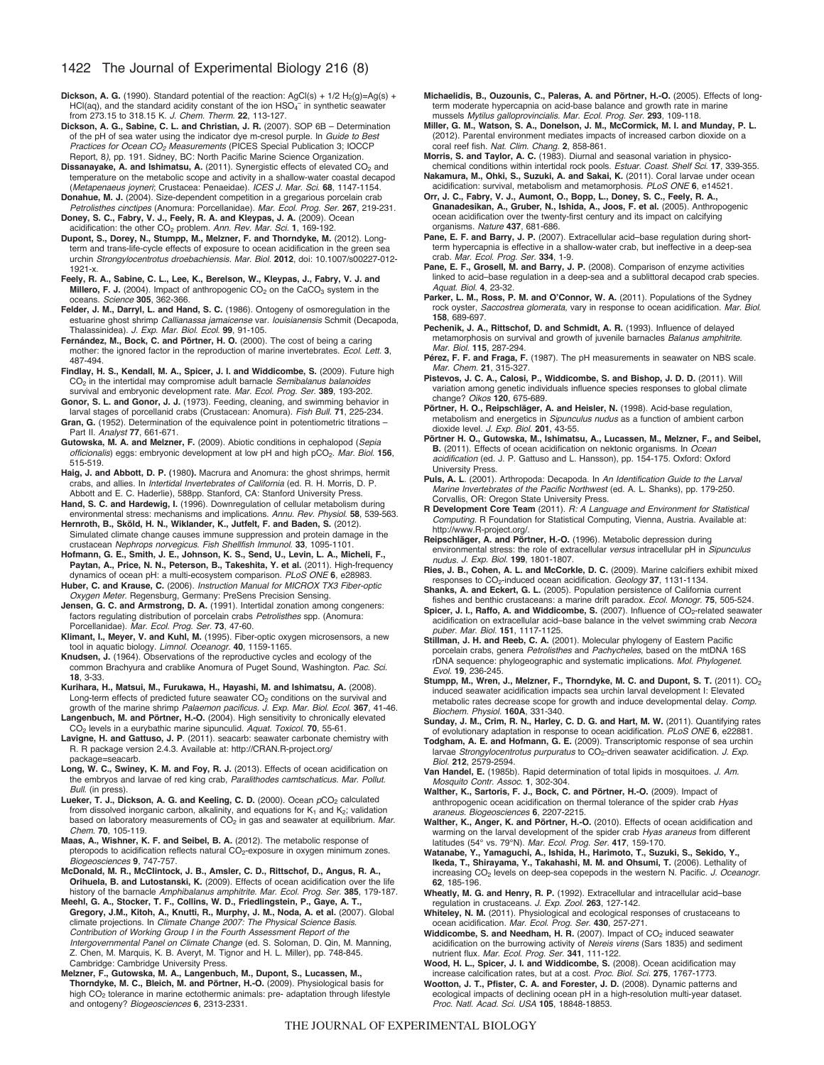**Dickson, A. G.** (1990). Standard potential of the reaction: AgCl(s) + 1/2 $H_2$(g)=Ag(s) + HCl(aq), and the standard acidity constant of the ion $HSO_4^-$ in synthetic seawater from 273.15 to 318.15 K. *J. Chem. Therm.* **22**, 113-127.

**Dickson, A. G., Sabine, C. L. and Christian, J. R.** (2007). SOP 6B – Determination of the pH of sea water using the indicator dye m-cresol purple. In *Guide to Best Practices for Ocean $CO_2$ Measurements* (PICES Special Publication 3; IOCCP Report, 8*)*, pp. 191. Sidney, BC: North Pacific Marine Science Organization.

**Dissanayake, A. and Ishimatsu, A.** (2011). Synergistic effects of elevated $CO_2$ and temperature on the metabolic scope and activity in a shallow-water coastal decapod (*Metapenaeus joyneri*; Crustacea: Penaeidae). *ICES J. Mar. Sci.* **68**, 1147-1154.

**Donahue, M. J.** (2004). Size-dependent competition in a gregarious porcelain crab *Petrolisthes cinctipes* (Anomura: Porcellanidae). *Mar. Ecol. Prog. Ser.* **267**, 219-231.

**Doney, S. C., Fabry, V. J., Feely, R. A. and Kleypas, J. A.** (2009). Ocean acidification: the other $CO_2$ problem. *Ann. Rev. Mar. Sci.* **1**, 169-192.

**Dupont, S., Dorey, N., Stumpp, M., Melzner, F. and Thorndyke, M.** (2012). Long-term and trans-life-cycle effects of exposure to ocean acidification in the green sea urchin *Strongylocentrotus droebachiensis*. *Mar. Biol.* **2012**, doi: 10.1007/s00227-012-1921-x.

**Feely, R. A., Sabine, C. L., Lee, K., Berelson, W., Kleypas, J., Fabry, V. J. and Millero, F. J.** (2004). Impact of anthropogenic $CO_2$ on the $CaCO_3$ system in the oceans. *Science* **305**, 362-366.

**Felder, J. M., Darryl, L. and Hand, S. C.** (1986). Ontogeny of osmoregulation in the estuarine ghost shrimp *Callianassa jamaicense* var. *louisianensis* Schmit (Decapoda, Thalassinidea). *J. Exp. Mar. Biol. Ecol.* **99**, 91-105.

**Fernández, M., Bock, C. and Pörtner, H. O.** (2000). The cost of being a caring mother: the ignored factor in the reproduction of marine invertebrates. *Ecol. Lett.* **3**, 487-494.

**Findlay, H. S., Kendall, M. A., Spicer, J. I. and Widdicombe, S.** (2009). Future high $CO_2$ in the intertidal may compromise adult barnacle *Semibalanus balanoides* survival and embryonic development rate. *Mar. Ecol. Prog. Ser.* **389**, 193-202.

**Gonor, S. L. and Gonor, J. J.** (1973). Feeding, cleaning, and swimming behavior in larval stages of porcellanid crabs (Crustacean: Anomura). *Fish Bull.* **71**, 225-234.

**Gran, G.** (1952). Determination of the equivalence point in potentiometric titrations – Part II. *Analyst* **77**, 661-671.

**Gutowska, M. A. and Melzner, F.** (2009). Abiotic conditions in cephalopod (*Sepia officinalis*) eggs: embryonic development at low pH and high $pCO_2$. *Mar. Biol.* **156**, 515-519.

**Haig, J. and Abbott, D. P. (**1980**).** Macrura and Anomura: the ghost shrimps, hermit crabs, and allies. In *Intertidal Invertebrates of California* (ed. R. H. Morris, D. P. Abbott and E. C. Haderlie), 588pp. Stanford, CA: Stanford University Press.

**Hand, S. C. and Hardewig, I.** (1996). Downregulation of cellular metabolism during environmental stress: mechanisms and implications. *Annu. Rev. Physiol.* **58**, 539-563.

**Hernroth, B., Sköld, H. N., Wiklander, K., Jutfelt, F. and Baden, S.** (2012). Simulated climate change causes immune suppression and protein damage in the crustacean *Nephrops norvegicus*. *Fish Shellfish Immunol.* **33**, 1095-1101.

**Hofmann, G. E., Smith, J. E., Johnson, K. S., Send, U., Levin, L. A., Micheli, F., Paytan, A., Price, N. N., Peterson, B., Takeshita, Y. et al.** (2011). High-frequency dynamics of ocean pH: a multi-ecosystem comparison. *PLoS ONE* **6**, e28983.

**Huber, C. and Krause, C.** (2006). *Instruction Manual for MICROX TX3 Fiber-optic Oxygen Meter*. Regensburg, Germany: PreSens Precision Sensing.

**Jensen, G. C. and Armstrong, D. A.** (1991). Intertidal zonation among congeners: factors regulating distribution of porcelain crabs *Petrolisthes* spp. (Anomura: Porcellanidae). *Mar. Ecol. Prog. Ser.* **73**, 47-60.

**Klimant, I., Meyer, V. and Kuhl, M.** (1995). Fiber-optic oxygen microsensors, a new tool in aquatic biology. *Limnol. Oceanogr.* **40**, 1159-1165.

**Knudsen, J.** (1964). Observations of the reproductive cycles and ecology of the common Brachyura and crablike Anomura of Puget Sound, Washington. *Pac. Sci.* **18**, 3-33.

**Kurihara, H., Matsui, M., Furukawa, H., Hayashi, M. and Ishimatsu, A.** (2008). Long-term effects of predicted future seawater $CO_2$ conditions on the survival and growth of the marine shrimp *Palaemon pacificus*. *J. Exp. Mar. Biol. Ecol.* **367**, 41-46.

**Langenbuch, M. and Pörtner, H.-O.** (2004). High sensitivity to chronically elevated $CO_2$ levels in a eurybathic marine sipunculid. *Aquat. Toxicol.* **70**, 55-61.

**Lavigne, H. and Gattuso, J. P**. (2011). seacarb: seawater carbonate chemistry with R. R package version 2.4.3. Available at: http://CRAN.R-project.org/package=seacarb.

**Long, W. C., Swiney, K. M. and Foy, R. J.** (2013). Effects of ocean acidification on the embryos and larvae of red king crab, *Paralithodes camtschaticus*. *Mar. Pollut. Bull.* (in press).

**Lueker, T. J., Dickson, A. G. and Keeling, C. D.** (2000). Ocean $pCO_2$ calculated from dissolved inorganic carbon, alkalinity, and equations for $K_1$ and $K_2$: validation based on laboratory measurements of $CO_2$ in gas and seawater at equilibrium. *Mar. Chem.* **70**, 105-119.

**Maas, A., Wishner, K. F. and Seibel, B. A.** (2012). The metabolic response of pteropods to acidification reflects natural $CO_2$-exposure in oxygen minimum zones. *Biogeosciences* **9**, 747-757.

**McDonald, M. R., McClintock, J. B., Amsler, C. D., Rittschof, D., Angus, R. A., Orihuela, B. and Lutostanski, K.** (2009). Effects of ocean acidification over the life history of the barnacle *Amphibalanus amphitrite*. *Mar. Ecol. Prog. Ser.* **385**, 179-187.

**Meehl, G. A., Stocker, T. F., Collins, W. D., Friedlingstein, P., Gaye, A. T., Gregory, J.M., Kitoh, A., Knutti, R., Murphy, J. M., Noda, A. et al.** (2007). Global climate projections. In *Climate Change 2007: The Physical Science Basis. Contribution of Working Group I in the Fourth Assessment Report of the Intergovernmental Panel on Climate Change* (ed. S. Soloman, D. Qin, M. Manning, Z. Chen, M. Marquis, K. B. Averyt, M. Tignor and H. L. Miller), pp. 748-845. Cambridge: Cambridge University Press.

**Melzner, F., Gutowska, M. A., Langenbuch, M., Dupont, S., Lucassen, M., Thorndyke, M. C., Bleich, M. and Pörtner, H.-O.** (2009). Physiological basis for high $CO_2$ tolerance in marine ectothermic animals: pre- adaptation through lifestyle and ontogeny? *Biogeosciences* **6**, 2313-2331.

**Michaelidis, B., Ouzounis, C., Paleras, A. and Pörtner, H.-O.** (2005). Effects of long-term moderate hypercapnia on acid-base balance and growth rate in marine mussels *Mytilus galloprovincialis*. *Mar. Ecol. Prog. Ser.* **293**, 109-118.

**Miller, G. M., Watson, S. A., Donelson, J. M., McCormick, M. I. and Munday, P. L.** (2012). Parental environment mediates impacts of increased carbon dioxide on a coral reef fish. *Nat. Clim. Chang.* **2**, 858-861.

**Morris, S. and Taylor, A. C.** (1983). Diurnal and seasonal variation in physico-chemical conditions within intertidal rock pools. *Estuar. Coast. Shelf Sci.* **17**, 339-355.

**Nakamura, M., Ohki, S., Suzuki, A. and Sakai, K.** (2011). Coral larvae under ocean acidification: survival, metabolism and metamorphosis. *PLoS ONE* **6**, e14521.

**Orr, J. C., Fabry, V. J., Aumont, O., Bopp, L., Doney, S. C., Feely, R. A., Gnanadesikan, A., Gruber, N., Ishida, A., Joos, F. et al.** (2005). Anthropogenic ocean acidification over the twenty-first century and its impact on calcifying organisms. *Nature* **437**, 681-686.

**Pane, E. F. and Barry, J. P.** (2007). Extracellular acid–base regulation during short-term hypercapnia is effective in a shallow-water crab, but ineffective in a deep-sea crab. *Mar. Ecol. Prog. Ser.* **334**, 1-9.

**Pane, E. F., Grosell, M. and Barry, J. P.** (2008). Comparison of enzyme activities linked to acid–base regulation in a deep-sea and a sublittoral decapod crab species. *Aquat. Biol.* **4**, 23-32.

**Parker, L. M., Ross, P. M. and O'Connor, W. A.** (2011). Populations of the Sydney rock oyster, *Saccostrea glomerata*, vary in response to ocean acidification. *Mar. Biol.* **158**, 689-697.

**Pechenik, J. A., Rittschof, D. and Schmidt, A. R.** (1993). Influence of delayed metamorphosis on survival and growth of juvenile barnacles *Balanus amphitrite*. *Mar. Biol.* **115**, 287-294.

**Pérez, F. F. and Fraga, F.** (1987). The pH measurements in seawater on NBS scale. *Mar. Chem.* **21**, 315-327.

**Pistevos, J. C. A., Calosi, P., Widdicombe, S. and Bishop, J. D. D.** (2011). Will variation among genetic individuals influence species responses to global climate change? *Oikos* **120**, 675-689.

**Pörtner, H. O., Reipschläger, A. and Heisler, N.** (1998). Acid-base regulation, metabolism and energetics in *Sipunculus nudus* as a function of ambient carbon dioxide level. *J. Exp. Biol.* **201**, 43-55.

**Pörtner, H. O., Gutowska, M., Ishimatsu, A., Lucassen, M., Melzner, F., and Seibel, B.** (2011). Effects of ocean acidification on nektonic organisms. In *Ocean acidification* (ed. J. P. Gattuso and L. Hansson), pp. 154-175. Oxford: Oxford University Press.

**Puls, A. L**. (2001). Arthropoda: Decapoda. In *An Identification Guide to the Larval Marine Invertebrates of the Pacific Northwest* (ed. A. L. Shanks), pp. 179-250. Corvallis, OR: Oregon State University Press.

**R Development Core Team** (2011). *R: A Language and Environment for Statistical Computing*. R Foundation for Statistical Computing, Vienna, Austria. Available at: http://www.R-project.org/.

**Reipschläger, A. and Pörtner, H.-O.** (1996). Metabolic depression during environmental stress: the role of extracellular *versus* intracellular pH in *Sipunculus nudus*. *J. Exp. Biol.* **199**, 1801-1807.

**Ries, J. B., Cohen, A. L. and McCorkle, D. C.** (2009). Marine calcifiers exhibit mixed responses to $CO_2$-induced ocean acidification. *Geology* **37**, 1131-1134.

**Shanks, A. and Eckert, G. L.** (2005). Population persistence of California current fishes and benthic crustaceans: a marine drift paradox. *Ecol. Monogr.* **75**, 505-524.

**Spicer, J. I., Raffo, A. and Widdicombe, S.** (2007). Influence of $CO_2$-related seawater acidification on extracellular acid–base balance in the velvet swimming crab *Necora puber*. *Mar. Biol.* **151**, 1117-1125.

**Stillman, J. H. and Reeb, C. A.** (2001). Molecular phylogeny of Eastern Pacific porcelain crabs, genera *Petrolisthes* and *Pachycheles*, based on the mtDNA 16S rDNA sequence: phylogeographic and systematic implications. *Mol. Phylogenet. Evol.* **19**, 236-245.

**Stumpp, M., Wren, J., Melzner, F., Thorndyke, M. C. and Dupont, S. T.** (2011). $CO_2$ induced seawater acidification impacts sea urchin larval development I: Elevated metabolic rates decrease scope for growth and induce developmental delay. *Comp. Biochem. Physiol.* **160A**, 331-340.

**Sunday, J. M., Crim, R. N., Harley, C. D. G. and Hart, M. W.** (2011). Quantifying rates of evolutionary adaptation in response to ocean acidification. *PLoS ONE* **6**, e22881.

**Todgham, A. E. and Hofmann, G. E.** (2009). Transcriptomic response of sea urchin larvae *Strongylocentrotus purpuratus* to $CO_2$-driven seawater acidification. *J. Exp. Biol.* **212**, 2579-2594.

**Van Handel, E.** (1985b). Rapid determination of total lipids in mosquitoes. *J. Am. Mosquito Contr. Assoc.* **1**, 302-304.

**Walther, K., Sartoris, F. J., Bock, C. and Pörtner, H.-O.** (2009). Impact of anthropogenic ocean acidification on thermal tolerance of the spider crab *Hyas araneus*. *Biogeosciences* **6**, 2207-2215.

**Walther, K., Anger, K. and Pörtner, H.-O.** (2010). Effects of ocean acidification and warming on the larval development of the spider crab *Hyas araneus* from different latitudes (54° vs. 79°N). *Mar. Ecol. Prog. Ser.* **417**, 159-170.

**Watanabe, Y., Yamaguchi, A., Ishida, H., Harimoto, T., Suzuki, S., Sekido, Y., Ikeda, T., Shirayama, Y., Takahashi, M. M. and Ohsumi, T.** (2006). Lethality of increasing $CO_2$ levels on deep-sea copepods in the western N. Pacific. *J. Oceanogr.* **62**, 185-196.

**Wheatly, M. G. and Henry, R. P.** (1992). Extracellular and intracellular acid–base regulation in crustaceans. *J. Exp. Zool.* **263**, 127-142.

**Whiteley, N. M.** (2011). Physiological and ecological responses of crustaceans to ocean acidification. *Mar. Ecol. Prog. Ser.* **430**, 257-271.

**Widdicombe, S. and Needham, H. R.** (2007). Impact of $CO_2$ induced seawater acidification on the burrowing activity of *Nereis virens* (Sars 1835) and sediment nutrient flux. *Mar. Ecol. Prog. Ser.* **341**, 111-122.

**Wood, H. L., Spicer, J. I. and Widdicombe, S.** (2008). Ocean acidification may increase calcification rates, but at a cost. *Proc. Biol. Sci.* **275**, 1767-1773.

**Wootton, J. T., Pfister, C. A. and Forester, J. D.** (2008). Dynamic patterns and ecological impacts of declining ocean pH in a high-resolution multi-year dataset. *Proc. Natl. Acad. Sci. USA* **105**, 18848-18853.